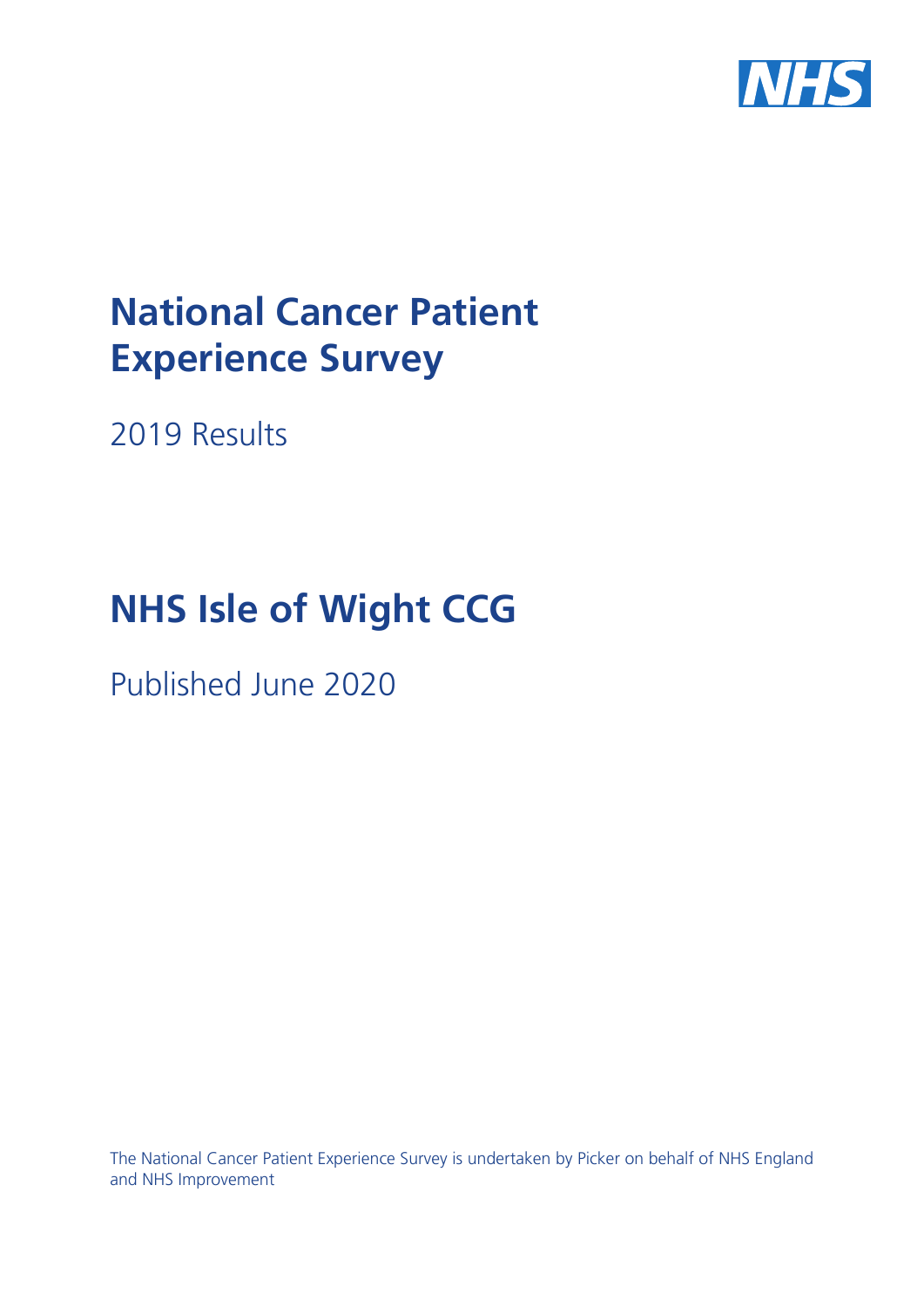# National Cancer Patient Experience Survey

2019 Results

# NHS Isle of Wight CCG

Published June 2020

The National Cancer Patient Experience Survey is undertaken by Picker on behalf of NHS England and NHS Improvement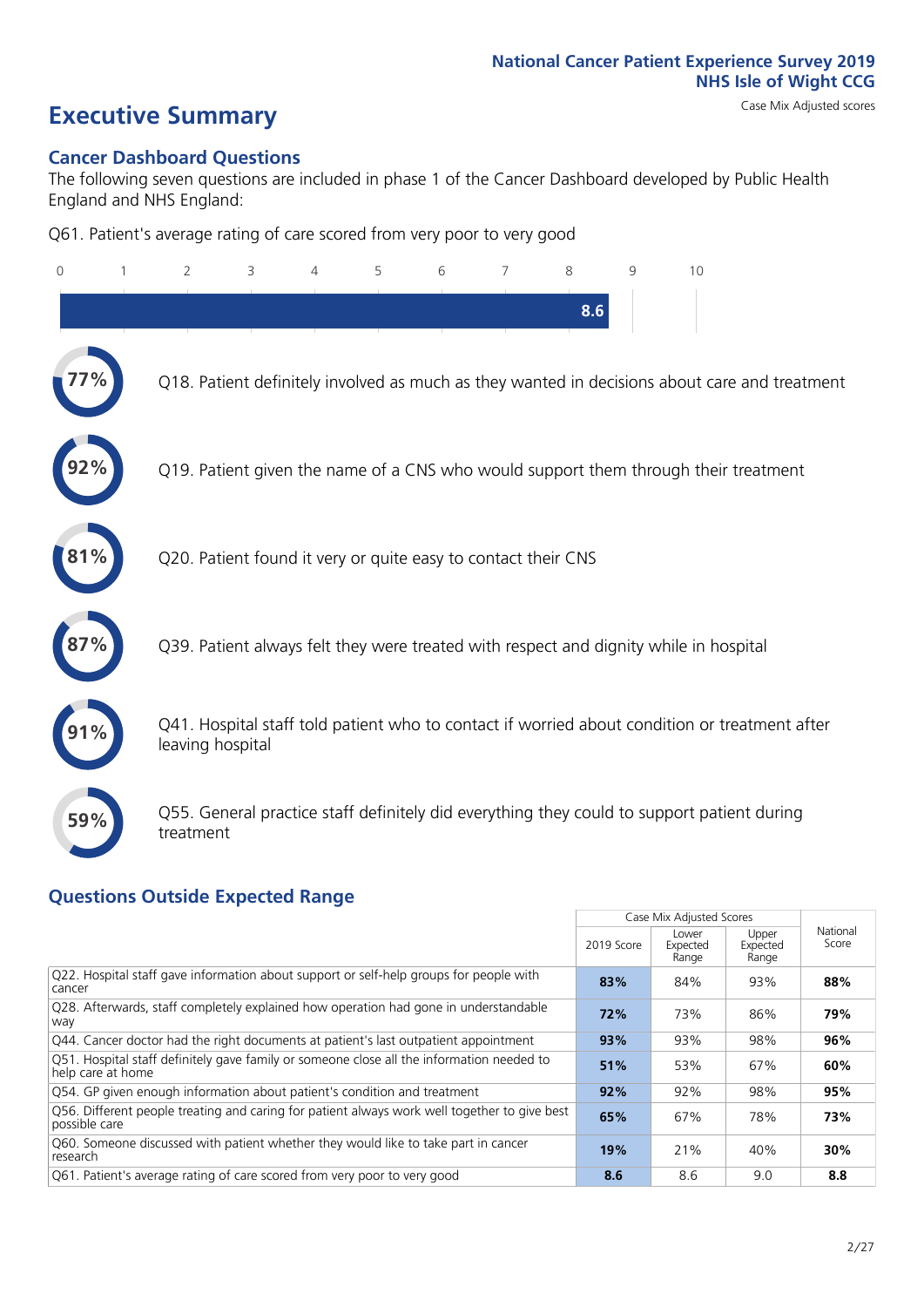National Cancer Patient Experience Survey 2019
NHS Isle of Wight CCG

Case Mix Adjusted scores

# Executive Summary

## Cancer Dashboard Questions

The following seven questions are included in phase 1 of the Cancer Dashboard developed by Public Health England and NHS England:

Q61. Patient's average rating of care scored from very poor to very good

8.6

- 77% — Q18. Patient definitely involved as much as they wanted in decisions about care and treatment
- 92% — Q19. Patient given the name of a CNS who would support them through their treatment
- 81% — Q20. Patient found it very or quite easy to contact their CNS
- 87% — Q39. Patient always felt they were treated with respect and dignity while in hospital
- 91% — Q41. Hospital staff told patient who to contact if worried about condition or treatment after leaving hospital
- 59% — Q55. General practice staff definitely did everything they could to support patient during treatment

## Questions Outside Expected Range

| | Case Mix Adjusted Scores | | | National Score |
|---|---|---|---|---|
| | 2019 Score | Lower Expected Range | Upper Expected Range | |
| Q22. Hospital staff gave information about support or self-help groups for people with cancer | **83%** | 84% | 93% | **88%** |
| Q28. Afterwards, staff completely explained how operation had gone in understandable way | **72%** | 73% | 86% | **79%** |
| Q44. Cancer doctor had the right documents at patient's last outpatient appointment | **93%** | 93% | 98% | **96%** |
| Q51. Hospital staff definitely gave family or someone close all the information needed to help care at home | **51%** | 53% | 67% | **60%** |
| Q54. GP given enough information about patient's condition and treatment | **92%** | 92% | 98% | **95%** |
| Q56. Different people treating and caring for patient always work well together to give best possible care | **65%** | 67% | 78% | **73%** |
| Q60. Someone discussed with patient whether they would like to take part in cancer research | **19%** | 21% | 40% | **30%** |
| Q61. Patient's average rating of care scored from very poor to very good | **8.6** | 8.6 | 9.0 | **8.8** |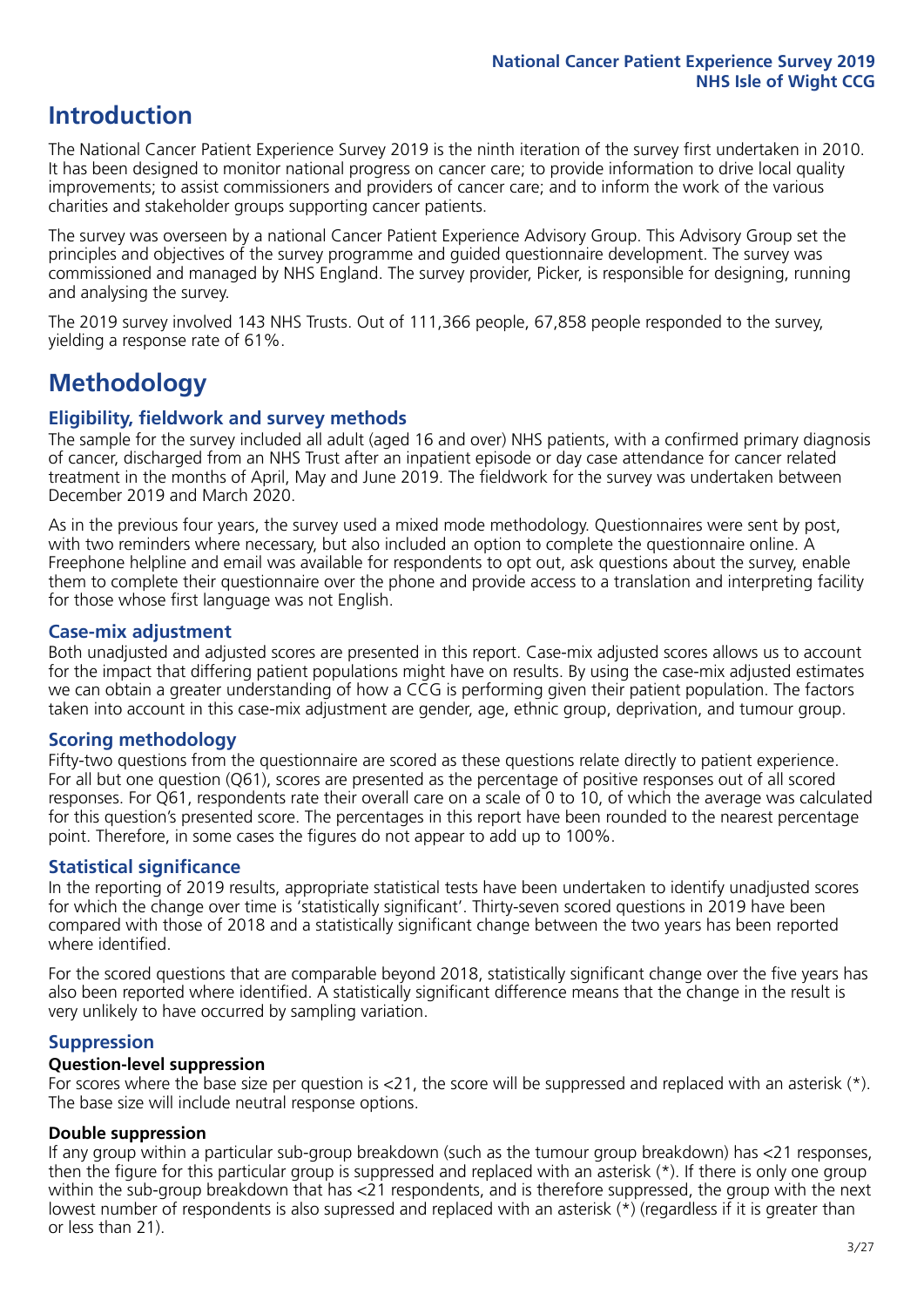# Introduction

The National Cancer Patient Experience Survey 2019 is the ninth iteration of the survey first undertaken in 2010. It has been designed to monitor national progress on cancer care; to provide information to drive local quality improvements; to assist commissioners and providers of cancer care; and to inform the work of the various charities and stakeholder groups supporting cancer patients.

The survey was overseen by a national Cancer Patient Experience Advisory Group. This Advisory Group set the principles and objectives of the survey programme and guided questionnaire development. The survey was commissioned and managed by NHS England. The survey provider, Picker, is responsible for designing, running and analysing the survey.

The 2019 survey involved 143 NHS Trusts. Out of 111,366 people, 67,858 people responded to the survey, yielding a response rate of 61%.

# Methodology

## Eligibility, fieldwork and survey methods

The sample for the survey included all adult (aged 16 and over) NHS patients, with a confirmed primary diagnosis of cancer, discharged from an NHS Trust after an inpatient episode or day case attendance for cancer related treatment in the months of April, May and June 2019. The fieldwork for the survey was undertaken between December 2019 and March 2020.

As in the previous four years, the survey used a mixed mode methodology. Questionnaires were sent by post, with two reminders where necessary, but also included an option to complete the questionnaire online. A Freephone helpline and email was available for respondents to opt out, ask questions about the survey, enable them to complete their questionnaire over the phone and provide access to a translation and interpreting facility for those whose first language was not English.

## Case-mix adjustment

Both unadjusted and adjusted scores are presented in this report. Case-mix adjusted scores allows us to account for the impact that differing patient populations might have on results. By using the case-mix adjusted estimates we can obtain a greater understanding of how a CCG is performing given their patient population. The factors taken into account in this case-mix adjustment are gender, age, ethnic group, deprivation, and tumour group.

## Scoring methodology

Fifty-two questions from the questionnaire are scored as these questions relate directly to patient experience. For all but one question (Q61), scores are presented as the percentage of positive responses out of all scored responses. For Q61, respondents rate their overall care on a scale of 0 to 10, of which the average was calculated for this question's presented score. The percentages in this report have been rounded to the nearest percentage point. Therefore, in some cases the figures do not appear to add up to 100%.

## Statistical significance

In the reporting of 2019 results, appropriate statistical tests have been undertaken to identify unadjusted scores for which the change over time is 'statistically significant'. Thirty-seven scored questions in 2019 have been compared with those of 2018 and a statistically significant change between the two years has been reported where identified.

For the scored questions that are comparable beyond 2018, statistically significant change over the five years has also been reported where identified. A statistically significant difference means that the change in the result is very unlikely to have occurred by sampling variation.

## Suppression

### Question-level suppression

For scores where the base size per question is <21, the score will be suppressed and replaced with an asterisk (*). The base size will include neutral response options.

### Double suppression

If any group within a particular sub-group breakdown (such as the tumour group breakdown) has <21 responses, then the figure for this particular group is suppressed and replaced with an asterisk (*). If there is only one group within the sub-group breakdown that has <21 respondents, and is therefore suppressed, the group with the next lowest number of respondents is also supressed and replaced with an asterisk (*) (regardless if it is greater than or less than 21).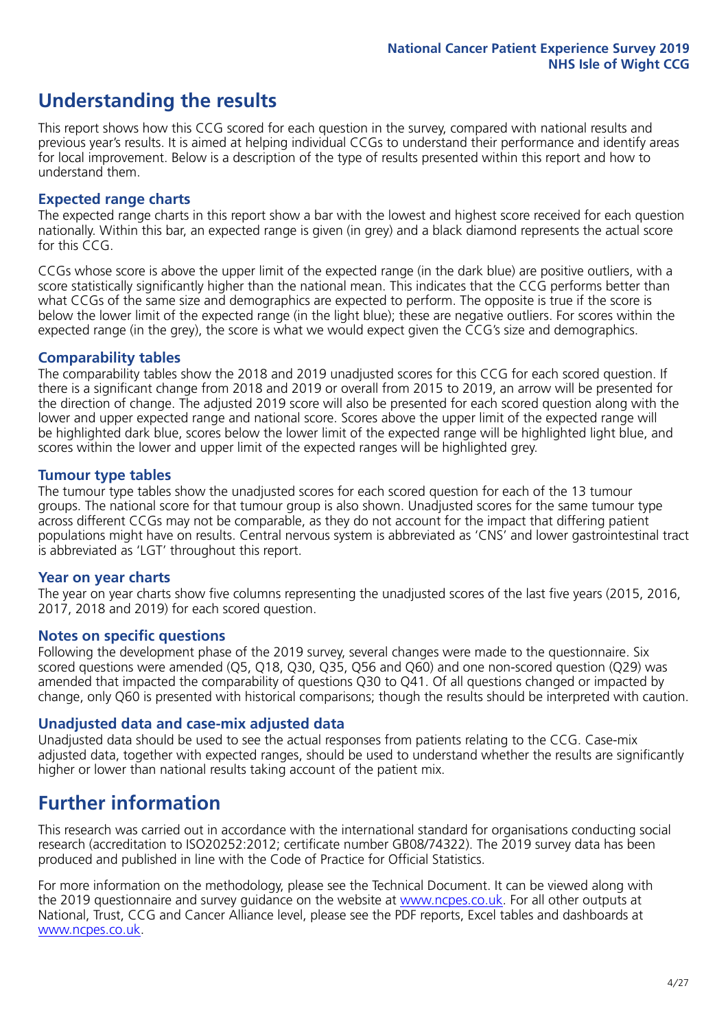## Understanding the results

This report shows how this CCG scored for each question in the survey, compared with national results and previous year's results. It is aimed at helping individual CCGs to understand their performance and identify areas for local improvement. Below is a description of the type of results presented within this report and how to understand them.

### Expected range charts

The expected range charts in this report show a bar with the lowest and highest score received for each question nationally. Within this bar, an expected range is given (in grey) and a black diamond represents the actual score for this CCG.

CCGs whose score is above the upper limit of the expected range (in the dark blue) are positive outliers, with a score statistically significantly higher than the national mean. This indicates that the CCG performs better than what CCGs of the same size and demographics are expected to perform. The opposite is true if the score is below the lower limit of the expected range (in the light blue); these are negative outliers. For scores within the expected range (in the grey), the score is what we would expect given the CCG's size and demographics.

### Comparability tables

The comparability tables show the 2018 and 2019 unadjusted scores for this CCG for each scored question. If there is a significant change from 2018 and 2019 or overall from 2015 to 2019, an arrow will be presented for the direction of change. The adjusted 2019 score will also be presented for each scored question along with the lower and upper expected range and national score. Scores above the upper limit of the expected range will be highlighted dark blue, scores below the lower limit of the expected range will be highlighted light blue, and scores within the lower and upper limit of the expected ranges will be highlighted grey.

### Tumour type tables

The tumour type tables show the unadjusted scores for each scored question for each of the 13 tumour groups. The national score for that tumour group is also shown. Unadjusted scores for the same tumour type across different CCGs may not be comparable, as they do not account for the impact that differing patient populations might have on results. Central nervous system is abbreviated as 'CNS' and lower gastrointestinal tract is abbreviated as 'LGT' throughout this report.

### Year on year charts

The year on year charts show five columns representing the unadjusted scores of the last five years (2015, 2016, 2017, 2018 and 2019) for each scored question.

### Notes on specific questions

Following the development phase of the 2019 survey, several changes were made to the questionnaire. Six scored questions were amended (Q5, Q18, Q30, Q35, Q56 and Q60) and one non-scored question (Q29) was amended that impacted the comparability of questions Q30 to Q41. Of all questions changed or impacted by change, only Q60 is presented with historical comparisons; though the results should be interpreted with caution.

### Unadjusted data and case-mix adjusted data

Unadjusted data should be used to see the actual responses from patients relating to the CCG. Case-mix adjusted data, together with expected ranges, should be used to understand whether the results are significantly higher or lower than national results taking account of the patient mix.

## Further information

This research was carried out in accordance with the international standard for organisations conducting social research (accreditation to ISO20252:2012; certificate number GB08/74322). The 2019 survey data has been produced and published in line with the Code of Practice for Official Statistics.

For more information on the methodology, please see the Technical Document. It can be viewed along with the 2019 questionnaire and survey guidance on the website at www.ncpes.co.uk. For all other outputs at National, Trust, CCG and Cancer Alliance level, please see the PDF reports, Excel tables and dashboards at www.ncpes.co.uk.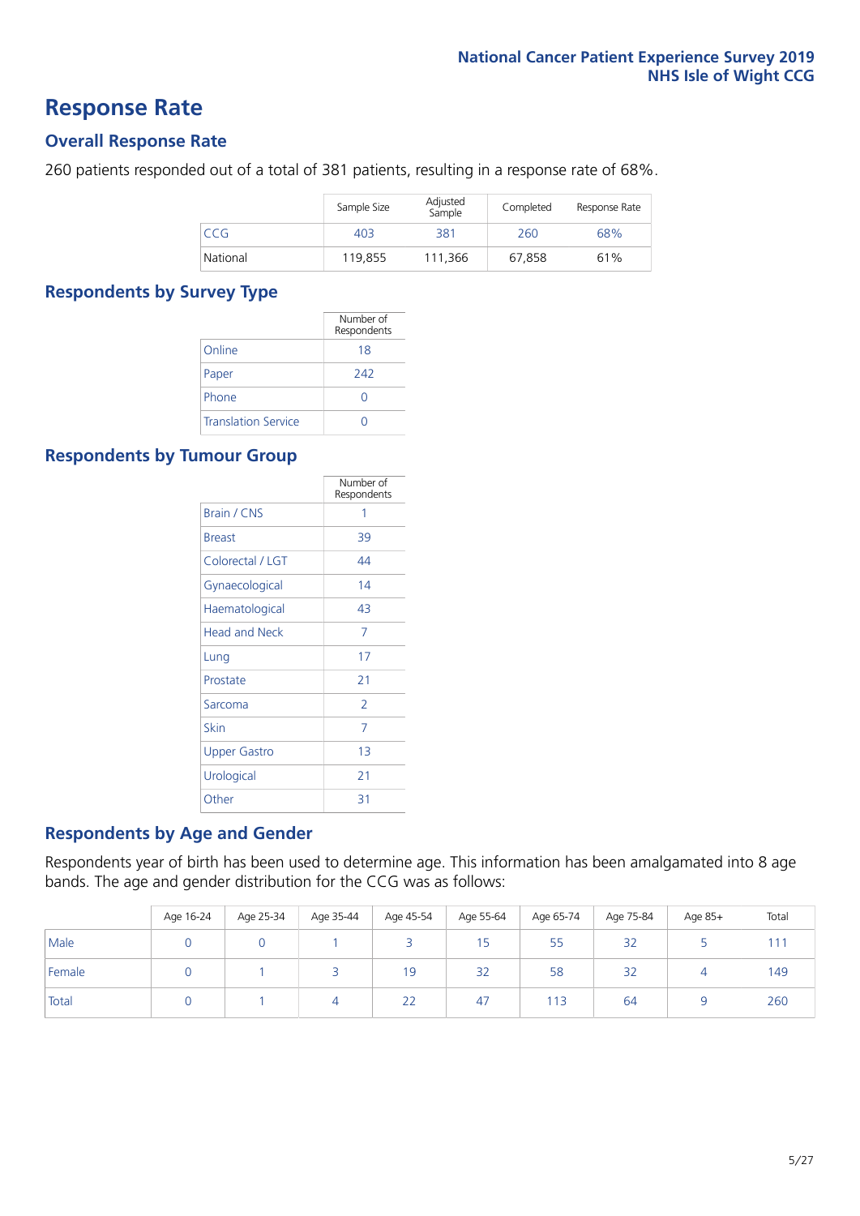# Response Rate

## Overall Response Rate

260 patients responded out of a total of 381 patients, resulting in a response rate of 68%.

| | Sample Size | Adjusted Sample | Completed | Response Rate |
|---|---|---|---|---|
| CCG | 403 | 381 | 260 | 68% |
| National | 119,855 | 111,366 | 67,858 | 61% |

## Respondents by Survey Type

| | Number of Respondents |
|---|---|
| Online | 18 |
| Paper | 242 |
| Phone | 0 |
| Translation Service | 0 |

## Respondents by Tumour Group

| | Number of Respondents |
|---|---|
| Brain / CNS | 1 |
| Breast | 39 |
| Colorectal / LGT | 44 |
| Gynaecological | 14 |
| Haematological | 43 |
| Head and Neck | 7 |
| Lung | 17 |
| Prostate | 21 |
| Sarcoma | 2 |
| Skin | 7 |
| Upper Gastro | 13 |
| Urological | 21 |
| Other | 31 |

## Respondents by Age and Gender

Respondents year of birth has been used to determine age. This information has been amalgamated into 8 age bands. The age and gender distribution for the CCG was as follows:

| | Age 16-24 | Age 25-34 | Age 35-44 | Age 45-54 | Age 55-64 | Age 65-74 | Age 75-84 | Age 85+ | Total |
|---|---|---|---|---|---|---|---|---|---|
| Male | 0 | 0 | 1 | 3 | 15 | 55 | 32 | 5 | 111 |
| Female | 0 | 1 | 3 | 19 | 32 | 58 | 32 | 4 | 149 |
| Total | 0 | 1 | 4 | 22 | 47 | 113 | 64 | 9 | 260 |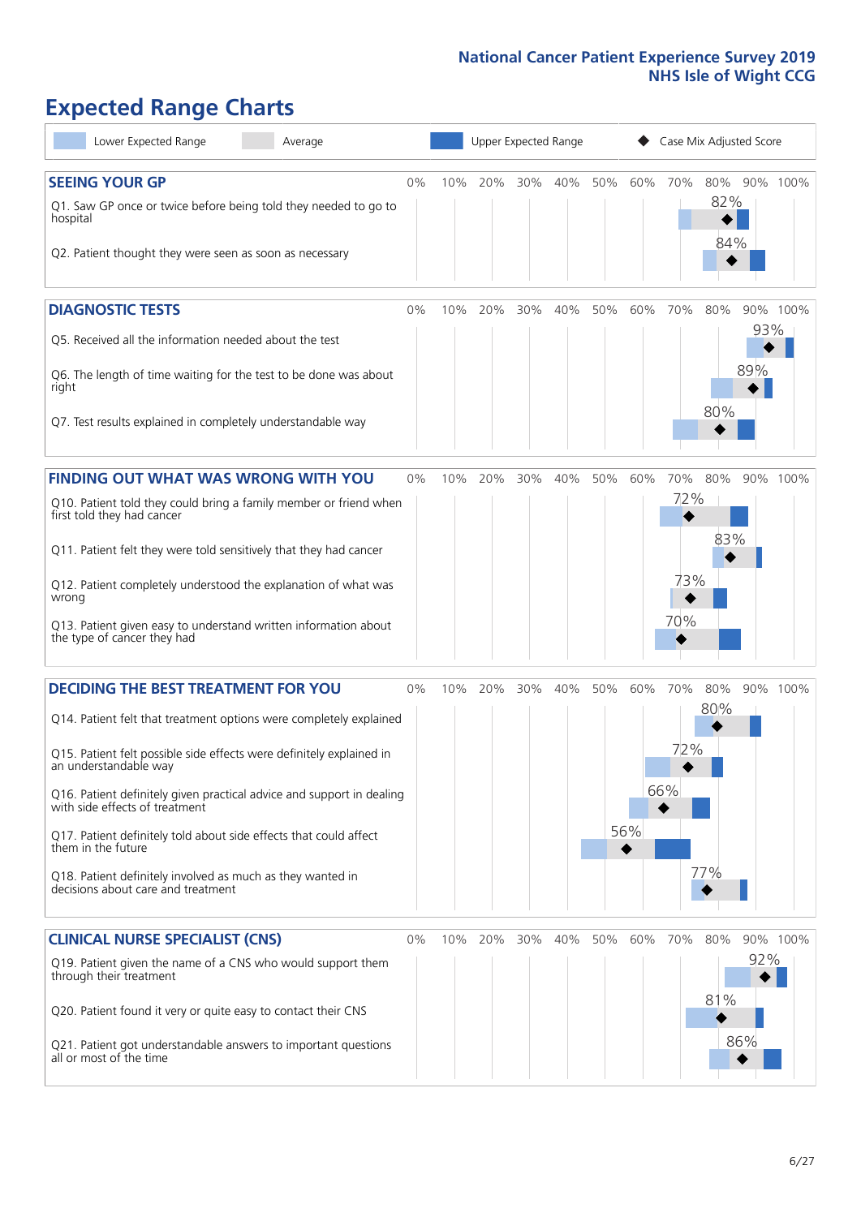# Expected Range Charts

Lower Expected Range | Average | Upper Expected Range | Case Mix Adjusted Score

## SEEING YOUR GP

| Question | Case Mix Adjusted Score |
|---|---|
| Q1. Saw GP once or twice before being told they needed to go to hospital | 82% |
| Q2. Patient thought they were seen as soon as necessary | 84% |

## DIAGNOSTIC TESTS

| Question | Case Mix Adjusted Score |
|---|---|
| Q5. Received all the information needed about the test | 93% |
| Q6. The length of time waiting for the test to be done was about right | 89% |
| Q7. Test results explained in completely understandable way | 80% |

## FINDING OUT WHAT WAS WRONG WITH YOU

| Question | Case Mix Adjusted Score |
|---|---|
| Q10. Patient told they could bring a family member or friend when first told they had cancer | 72% |
| Q11. Patient felt they were told sensitively that they had cancer | 83% |
| Q12. Patient completely understood the explanation of what was wrong | 73% |
| Q13. Patient given easy to understand written information about the type of cancer they had | 70% |

## DECIDING THE BEST TREATMENT FOR YOU

| Question | Case Mix Adjusted Score |
|---|---|
| Q14. Patient felt that treatment options were completely explained | 80% |
| Q15. Patient felt possible side effects were definitely explained in an understandable way | 72% |
| Q16. Patient definitely given practical advice and support in dealing with side effects of treatment | 66% |
| Q17. Patient definitely told about side effects that could affect them in the future | 56% |
| Q18. Patient definitely involved as much as they wanted in decisions about care and treatment | 77% |

## CLINICAL NURSE SPECIALIST (CNS)

| Question | Case Mix Adjusted Score |
|---|---|
| Q19. Patient given the name of a CNS who would support them through their treatment | 92% |
| Q20. Patient found it very or quite easy to contact their CNS | 81% |
| Q21. Patient got understandable answers to important questions all or most of the time | 86% |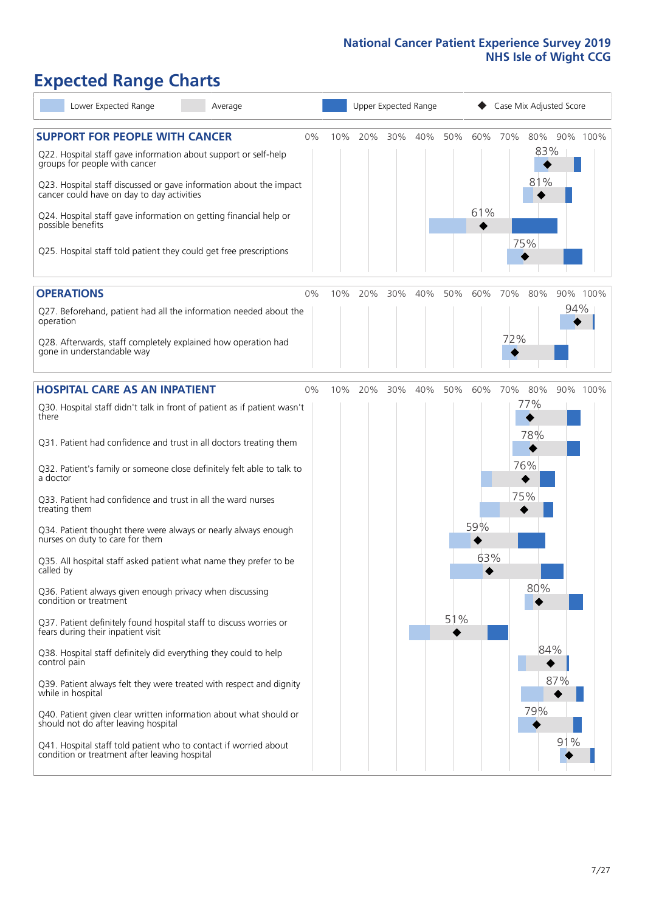# Expected Range Charts

Legend: Lower Expected Range | Average | Upper Expected Range | Case Mix Adjusted Score

## SUPPORT FOR PEOPLE WITH CANCER

| Question | Case Mix Adjusted Score |
|---|---|
| Q22. Hospital staff gave information about support or self-help groups for people with cancer | 83% |
| Q23. Hospital staff discussed or gave information about the impact cancer could have on day to day activities | 81% |
| Q24. Hospital staff gave information on getting financial help or possible benefits | 61% |
| Q25. Hospital staff told patient they could get free prescriptions | 75% |

## OPERATIONS

| Question | Case Mix Adjusted Score |
|---|---|
| Q27. Beforehand, patient had all the information needed about the operation | 94% |
| Q28. Afterwards, staff completely explained how operation had gone in understandable way | 72% |

## HOSPITAL CARE AS AN INPATIENT

| Question | Case Mix Adjusted Score |
|---|---|
| Q30. Hospital staff didn't talk in front of patient as if patient wasn't there | 77% |
| Q31. Patient had confidence and trust in all doctors treating them | 78% |
| Q32. Patient's family or someone close definitely felt able to talk to a doctor | 76% |
| Q33. Patient had confidence and trust in all the ward nurses treating them | 75% |
| Q34. Patient thought there were always or nearly always enough nurses on duty to care for them | 59% |
| Q35. All hospital staff asked patient what name they prefer to be called by | 63% |
| Q36. Patient always given enough privacy when discussing condition or treatment | 80% |
| Q37. Patient definitely found hospital staff to discuss worries or fears during their inpatient visit | 51% |
| Q38. Hospital staff definitely did everything they could to help control pain | 84% |
| Q39. Patient always felt they were treated with respect and dignity while in hospital | 87% |
| Q40. Patient given clear written information about what should or should not do after leaving hospital | 79% |
| Q41. Hospital staff told patient who to contact if worried about condition or treatment after leaving hospital | 91% |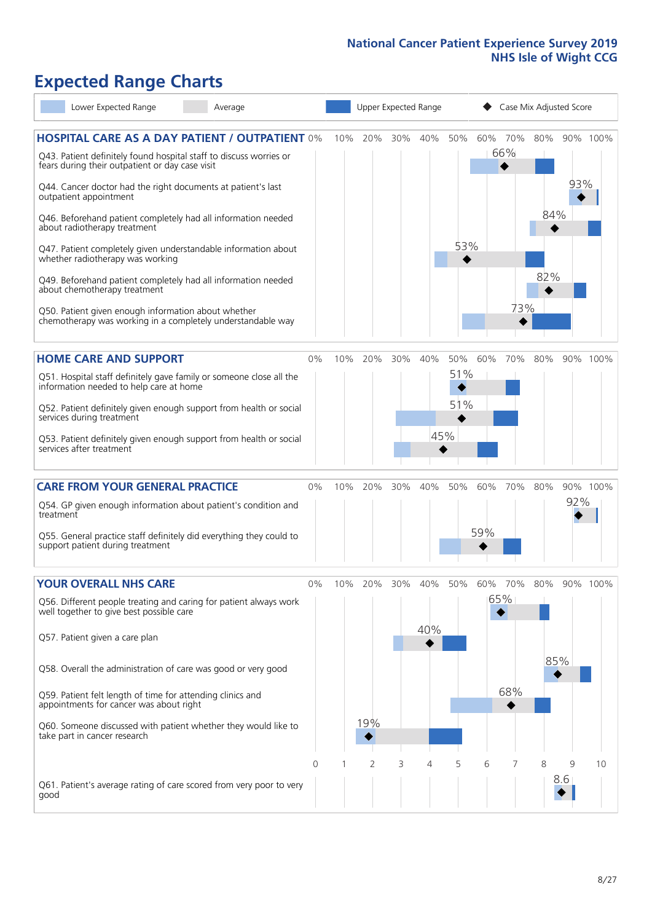National Cancer Patient Experience Survey 2019
NHS Isle of Wight CCG

# Expected Range Charts

Lower Expected Range | Average | Upper Expected Range | ◆ Case Mix Adjusted Score

## HOSPITAL CARE AS A DAY PATIENT / OUTPATIENT

| Question | Case Mix Adjusted Score |
|---|---|
| Q43. Patient definitely found hospital staff to discuss worries or fears during their outpatient or day case visit | 66% |
| Q44. Cancer doctor had the right documents at patient's last outpatient appointment | 93% |
| Q46. Beforehand patient completely had all information needed about radiotherapy treatment | 84% |
| Q47. Patient completely given understandable information about whether radiotherapy treatment was working | 53% |
| Q49. Beforehand patient completely had all information needed about chemotherapy treatment | 82% |
| Q50. Patient given enough information about whether chemotherapy was working in a completely understandable way | 73% |

## HOME CARE AND SUPPORT

| Question | Case Mix Adjusted Score |
|---|---|
| Q51. Hospital staff definitely gave family or someone close all the information needed to help care at home | 51% |
| Q52. Patient definitely given enough support from health or social services during treatment | 51% |
| Q53. Patient definitely given enough support from health or social services after treatment | 45% |

## CARE FROM YOUR GENERAL PRACTICE

| Question | Case Mix Adjusted Score |
|---|---|
| Q54. GP given enough information about patient's condition and treatment | 92% |
| Q55. General practice staff definitely did everything they could to support patient during treatment | 59% |

## YOUR OVERALL NHS CARE

| Question | Case Mix Adjusted Score |
|---|---|
| Q56. Different people treating and caring for patient always work well together to give best possible care | 65% |
| Q57. Patient given a care plan | 40% |
| Q58. Overall the administration of care was good or very good | 85% |
| Q59. Patient felt length of time for attending clinics and appointments for cancer was about right | 68% |
| Q60. Someone discussed with patient whether they would like to take part in cancer research | 19% |
| Q61. Patient's average rating of care scored from very poor to very good | 8.6 |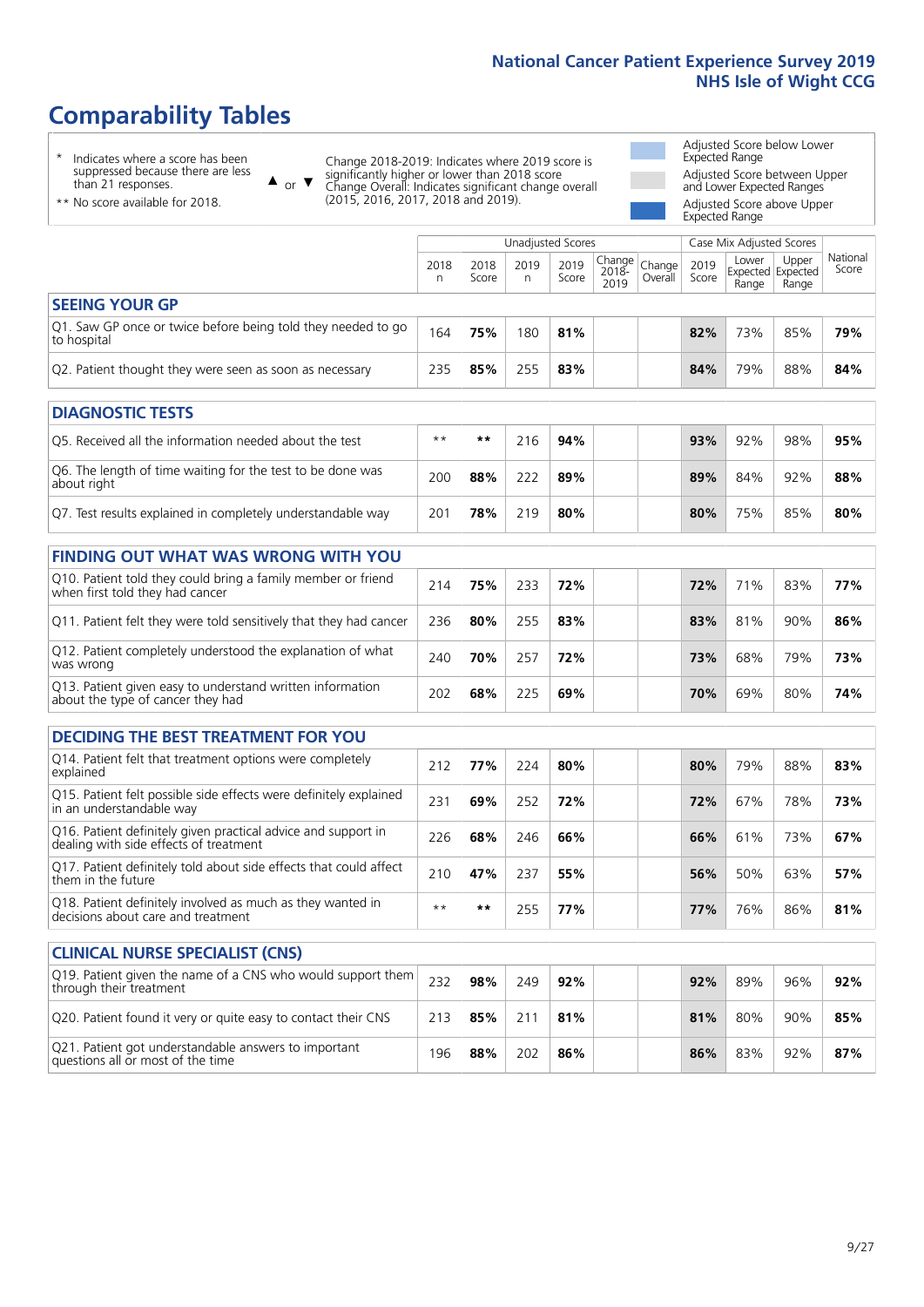# Comparability Tables

- \* Indicates where a score has been suppressed because there are less than 21 responses.
- \*\* No score available for 2018.

▲ or ▼ Change 2018-2019: Indicates where 2019 score is significantly higher or lower than 2018 score. Change Overall: Indicates significant change overall (2015, 2016, 2017, 2018 and 2019).

- Adjusted Score below Lower Expected Range
- Adjusted Score between Upper and Lower Expected Ranges
- Adjusted Score above Upper Expected Range

| | Unadjusted Scores | | | | | | Case Mix Adjusted Scores | | | |
|---|---|---|---|---|---|---|---|---|---|---|
| | 2018 n | 2018 Score | 2019 n | 2019 Score | Change 2018-2019 | Change Overall | 2019 Score | Lower Expected Range | Upper Expected Range | National Score |
| **SEEING YOUR GP** | | | | | | | | | | |
| Q1. Saw GP once or twice before being told they needed to go to hospital | 164 | **75%** | 180 | **81%** | | | **82%** | 73% | 85% | **79%** |
| Q2. Patient thought they were seen as soon as necessary | 235 | **85%** | 255 | **83%** | | | **84%** | 79% | 88% | **84%** |
| **DIAGNOSTIC TESTS** | | | | | | | | | | |
| Q5. Received all the information needed about the test | \*\* | **\*\*** | 216 | **94%** | | | **93%** | 92% | 98% | **95%** |
| Q6. The length of time waiting for the test to be done was about right | 200 | **88%** | 222 | **89%** | | | **89%** | 84% | 92% | **88%** |
| Q7. Test results explained in completely understandable way | 201 | **78%** | 219 | **80%** | | | **80%** | 75% | 85% | **80%** |
| **FINDING OUT WHAT WAS WRONG WITH YOU** | | | | | | | | | | |
| Q10. Patient told they could bring a family member or friend when first told they had cancer | 214 | **75%** | 233 | **72%** | | | **72%** | 71% | 83% | **77%** |
| Q11. Patient felt they were told sensitively that they had cancer | 236 | **80%** | 255 | **83%** | | | **83%** | 81% | 90% | **86%** |
| Q12. Patient completely understood the explanation of what was wrong | 240 | **70%** | 257 | **72%** | | | **73%** | 68% | 79% | **73%** |
| Q13. Patient given easy to understand written information about the type of cancer they had | 202 | **68%** | 225 | **69%** | | | **70%** | 69% | 80% | **74%** |
| **DECIDING THE BEST TREATMENT FOR YOU** | | | | | | | | | | |
| Q14. Patient felt that treatment options were completely explained | 212 | **77%** | 224 | **80%** | | | **80%** | 79% | 88% | **83%** |
| Q15. Patient felt possible side effects were definitely explained in an understandable way | 231 | **69%** | 252 | **72%** | | | **72%** | 67% | 78% | **73%** |
| Q16. Patient definitely given practical advice and support in dealing with side effects of treatment | 226 | **68%** | 246 | **66%** | | | **66%** | 61% | 73% | **67%** |
| Q17. Patient definitely told about side effects that could affect them in the future | 210 | **47%** | 237 | **55%** | | | **56%** | 50% | 63% | **57%** |
| Q18. Patient definitely involved as much as they wanted in decisions about care and treatment | \*\* | **\*\*** | 255 | **77%** | | | **77%** | 76% | 86% | **81%** |
| **CLINICAL NURSE SPECIALIST (CNS)** | | | | | | | | | | |
| Q19. Patient given the name of a CNS who would support them through their treatment | 232 | **98%** | 249 | **92%** | | | **92%** | 89% | 96% | **92%** |
| Q20. Patient found it very or quite easy to contact their CNS | 213 | **85%** | 211 | **81%** | | | **81%** | 80% | 90% | **85%** |
| Q21. Patient got understandable answers to important questions all or most of the time | 196 | **88%** | 202 | **86%** | | | **86%** | 83% | 92% | **87%** |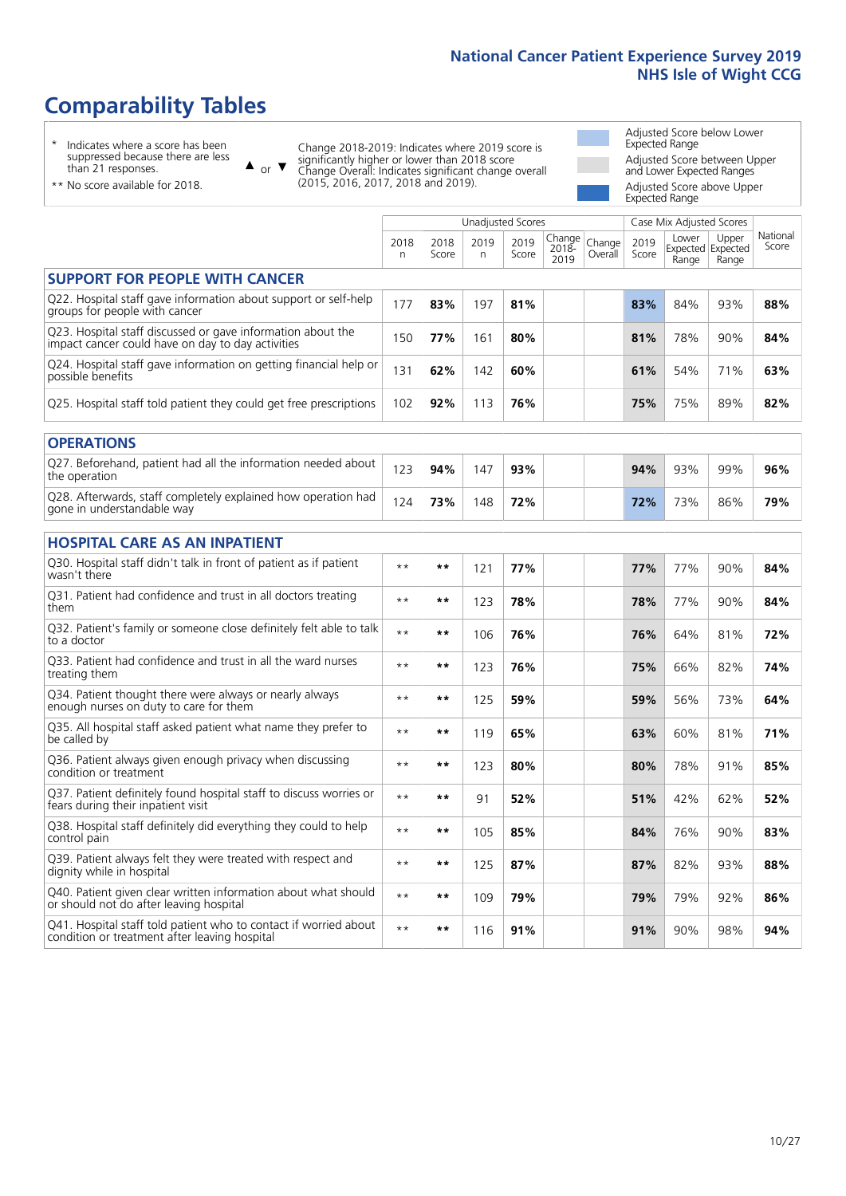# Comparability Tables

\* Indicates where a score has been suppressed because there are less than 21 responses.

\*\* No score available for 2018.

▲ or ▼ Change 2018-2019: Indicates where 2019 score is significantly higher or lower than 2018 score. Change Overall: Indicates significant change overall (2015, 2016, 2017, 2018 and 2019).

Adjusted Score below Lower Expected Range

Adjusted Score between Upper and Lower Expected Ranges

Adjusted Score above Upper Expected Range

| | Unadjusted Scores | | | | | | Case Mix Adjusted Scores | | | |
|---|---|---|---|---|---|---|---|---|---|---|
| | 2018 n | 2018 Score | 2019 n | 2019 Score | Change 2018-2019 | Change Overall | 2019 Score | Lower Expected Range | Upper Expected Range | National Score |
| **SUPPORT FOR PEOPLE WITH CANCER** | | | | | | | | | | |
| Q22. Hospital staff gave information about support or self-help groups for people with cancer | 177 | 83% | 197 | 81% | | | 83% | 84% | 93% | 88% |
| Q23. Hospital staff discussed or gave information about the impact cancer could have on day to day activities | 150 | 77% | 161 | 80% | | | 81% | 78% | 90% | 84% |
| Q24. Hospital staff gave information on getting financial help or possible benefits | 131 | 62% | 142 | 60% | | | 61% | 54% | 71% | 63% |
| Q25. Hospital staff told patient they could get free prescriptions | 102 | 92% | 113 | 76% | | | 75% | 75% | 89% | 82% |
| **OPERATIONS** | | | | | | | | | | |
| Q27. Beforehand, patient had all the information needed about the operation | 123 | 94% | 147 | 93% | | | 94% | 93% | 99% | 96% |
| Q28. Afterwards, staff completely explained how operation had gone in understandable way | 124 | 73% | 148 | 72% | | | 72% | 73% | 86% | 79% |
| **HOSPITAL CARE AS AN INPATIENT** | | | | | | | | | | |
| Q30. Hospital staff didn't talk in front of patient as if patient wasn't there | ** | ** | 121 | 77% | | | 77% | 77% | 90% | 84% |
| Q31. Patient had confidence and trust in all doctors treating them | ** | ** | 123 | 78% | | | 78% | 77% | 90% | 84% |
| Q32. Patient's family or someone close definitely felt able to talk to a doctor | ** | ** | 106 | 76% | | | 76% | 64% | 81% | 72% |
| Q33. Patient had confidence and trust in all the ward nurses treating them | ** | ** | 123 | 76% | | | 75% | 66% | 82% | 74% |
| Q34. Patient thought there were always or nearly always enough nurses on duty to care for them | ** | ** | 125 | 59% | | | 59% | 56% | 73% | 64% |
| Q35. All hospital staff asked patient what name they prefer to be called by | ** | ** | 119 | 65% | | | 63% | 60% | 81% | 71% |
| Q36. Patient always given enough privacy when discussing condition or treatment | ** | ** | 123 | 80% | | | 80% | 78% | 91% | 85% |
| Q37. Patient definitely found hospital staff to discuss worries or fears during their inpatient visit | ** | ** | 91 | 52% | | | 51% | 42% | 62% | 52% |
| Q38. Hospital staff definitely did everything they could to help control pain | ** | ** | 105 | 85% | | | 84% | 76% | 90% | 83% |
| Q39. Patient always felt they were treated with respect and dignity while in hospital | ** | ** | 125 | 87% | | | 87% | 82% | 93% | 88% |
| Q40. Patient given clear written information about what should or should not do after leaving hospital | ** | ** | 109 | 79% | | | 79% | 79% | 92% | 86% |
| Q41. Hospital staff told patient who to contact if worried about condition or treatment after leaving hospital | ** | ** | 116 | 91% | | | 91% | 90% | 98% | 94% |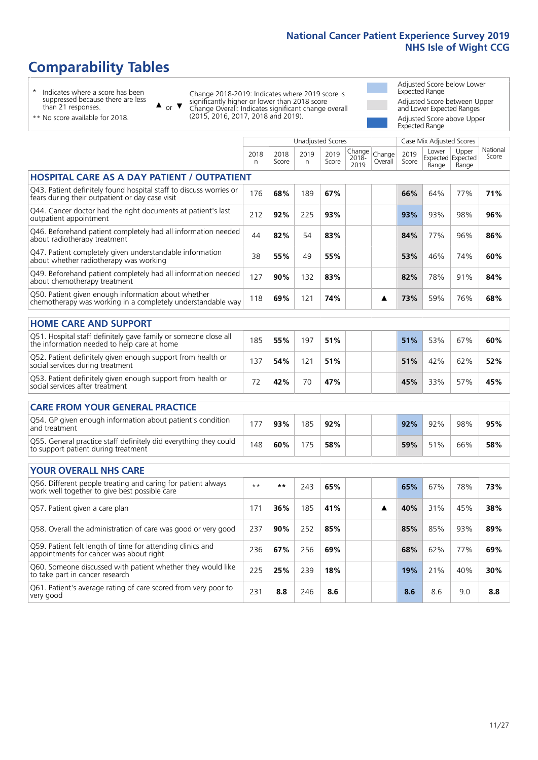# Comparability Tables

\* Indicates where a score has been suppressed because there are less than 21 responses.

\*\* No score available for 2018.

▲ or ▼ Change 2018-2019: Indicates where 2019 score is significantly higher or lower than 2018 score. Change Overall: Indicates significant change overall (2015, 2016, 2017, 2018 and 2019).

Adjusted Score below Lower Expected Range

Adjusted Score between Upper and Lower Expected Ranges

Adjusted Score above Upper Expected Range

| | Unadjusted Scores | | | | | | Case Mix Adjusted Scores | | | |
|---|---|---|---|---|---|---|---|---|---|---|
| | 2018 n | 2018 Score | 2019 n | 2019 Score | Change 2018-2019 | Change Overall | 2019 Score | Lower Expected Range | Upper Expected Range | National Score |
| **HOSPITAL CARE AS A DAY PATIENT / OUTPATIENT** | | | | | | | | | | |
| Q43. Patient definitely found hospital staff to discuss worries or fears during their outpatient or day case visit | 176 | 68% | 189 | 67% | | | 66% | 64% | 77% | 71% |
| Q44. Cancer doctor had the right documents at patient's last outpatient appointment | 212 | 92% | 225 | 93% | | | 93% | 93% | 98% | 96% |
| Q46. Beforehand patient completely had all information needed about radiotherapy treatment | 44 | 82% | 54 | 83% | | | 84% | 77% | 96% | 86% |
| Q47. Patient completely given understandable information about whether radiotherapy was working | 38 | 55% | 49 | 55% | | | 53% | 46% | 74% | 60% |
| Q49. Beforehand patient completely had all information needed about chemotherapy treatment | 127 | 90% | 132 | 83% | | | 82% | 78% | 91% | 84% |
| Q50. Patient given enough information about whether chemotherapy was working in a completely understandable way | 118 | 69% | 121 | 74% | | ▲ | 73% | 59% | 76% | 68% |
| **HOME CARE AND SUPPORT** | | | | | | | | | | |
| Q51. Hospital staff definitely gave family or someone close all the information needed to help care at home | 185 | 55% | 197 | 51% | | | 51% | 53% | 67% | 60% |
| Q52. Patient definitely given enough support from health or social services during treatment | 137 | 54% | 121 | 51% | | | 51% | 42% | 62% | 52% |
| Q53. Patient definitely given enough support from health or social services after treatment | 72 | 42% | 70 | 47% | | | 45% | 33% | 57% | 45% |
| **CARE FROM YOUR GENERAL PRACTICE** | | | | | | | | | | |
| Q54. GP given enough information about patient's condition and treatment | 177 | 93% | 185 | 92% | | | 92% | 92% | 98% | 95% |
| Q55. General practice staff definitely did everything they could to support patient during treatment | 148 | 60% | 175 | 58% | | | 59% | 51% | 66% | 58% |
| **YOUR OVERALL NHS CARE** | | | | | | | | | | |
| Q56. Different people treating and caring for patient always work well together to give best possible care | ** | ** | 243 | 65% | | | 65% | 67% | 78% | 73% |
| Q57. Patient given a care plan | 171 | 36% | 185 | 41% | | ▲ | 40% | 31% | 45% | 38% |
| Q58. Overall the administration of care was good or very good | 237 | 90% | 252 | 85% | | | 85% | 85% | 93% | 89% |
| Q59. Patient felt length of time for attending clinics and appointments for cancer was about right | 236 | 67% | 256 | 69% | | | 68% | 62% | 77% | 69% |
| Q60. Someone discussed with patient whether they would like to take part in cancer research | 225 | 25% | 239 | 18% | | | 19% | 21% | 40% | 30% |
| Q61. Patient's average rating of care scored from very poor to very good | 231 | 8.8 | 246 | 8.6 | | | 8.6 | 8.6 | 9.0 | 8.8 |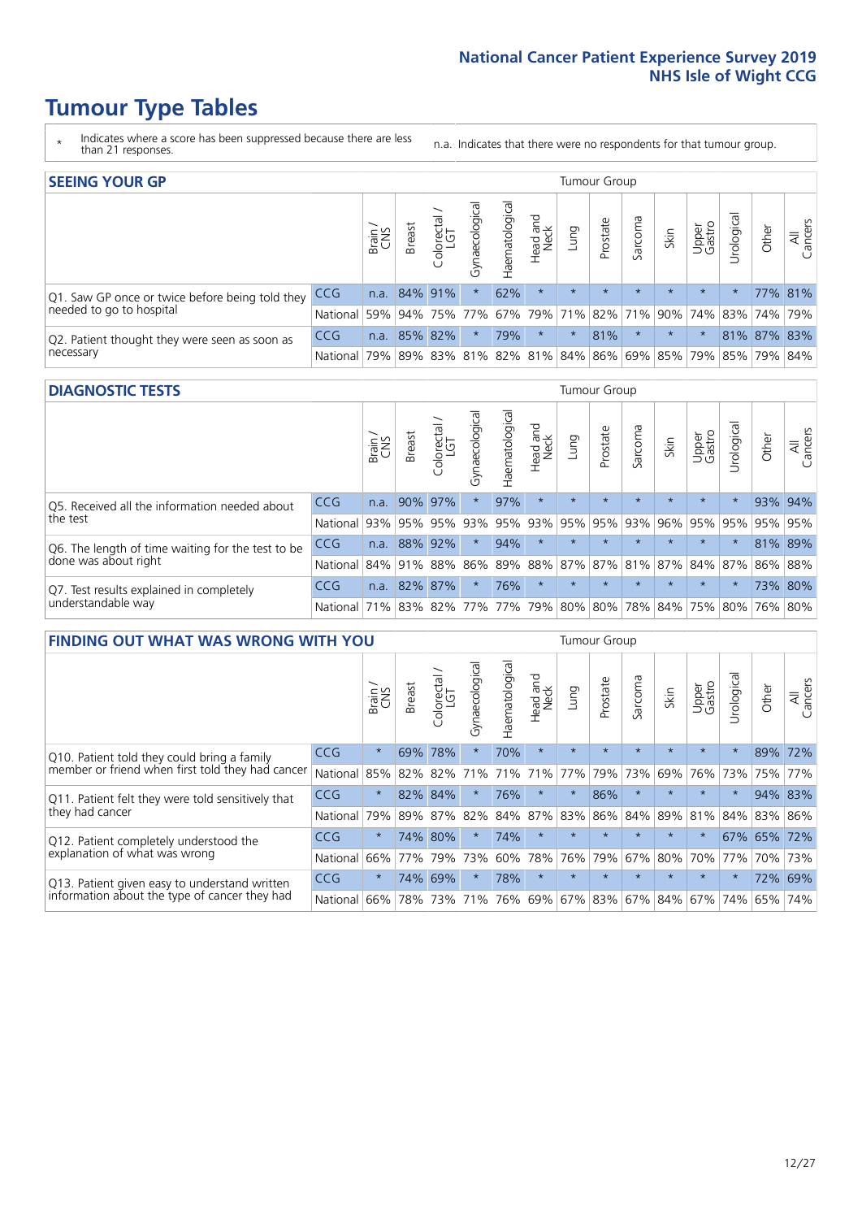# Tumour Type Tables

- \* Indicates where a score has been suppressed because there are less than 21 responses.
- n.a. Indicates that there were no respondents for that tumour group.

## SEEING YOUR GP

| | | Brain / CNS | Breast | Colorectal / LGT | Gynaecological | Haematological | Head and Neck | Lung | Prostate | Sarcoma | Skin | Upper Gastro | Urological | Other | All Cancers |
|---|---|---|---|---|---|---|---|---|---|---|---|---|---|---|---|
| Q1. Saw GP once or twice before being told they needed to go to hospital | CCG | n.a. | 84% | 91% | * | 62% | * | * | * | * | * | * | * | 77% | 81% |
| | National | 59% | 94% | 75% | 77% | 67% | 79% | 71% | 82% | 71% | 90% | 74% | 83% | 74% | 79% |
| Q2. Patient thought they were seen as soon as necessary | CCG | n.a. | 85% | 82% | * | 79% | * | * | 81% | * | * | * | 81% | 87% | 83% |
| | National | 79% | 89% | 83% | 81% | 82% | 81% | 84% | 86% | 69% | 85% | 79% | 85% | 79% | 84% |

## DIAGNOSTIC TESTS

| | | Brain / CNS | Breast | Colorectal / LGT | Gynaecological | Haematological | Head and Neck | Lung | Prostate | Sarcoma | Skin | Upper Gastro | Urological | Other | All Cancers |
|---|---|---|---|---|---|---|---|---|---|---|---|---|---|---|---|
| Q5. Received all the information needed about the test | CCG | n.a. | 90% | 97% | * | 97% | * | * | * | * | * | * | * | 93% | 94% |
| | National | 93% | 95% | 95% | 93% | 95% | 93% | 95% | 95% | 93% | 96% | 95% | 95% | 95% | 95% |
| Q6. The length of time waiting for the test to be done was about right | CCG | n.a. | 88% | 92% | * | 94% | * | * | * | * | * | * | * | 81% | 89% |
| | National | 84% | 91% | 88% | 86% | 89% | 88% | 87% | 87% | 81% | 87% | 84% | 87% | 86% | 88% |
| Q7. Test results explained in completely understandable way | CCG | n.a. | 82% | 87% | * | 76% | * | * | * | * | * | * | * | 73% | 80% |
| | National | 71% | 83% | 82% | 77% | 77% | 79% | 80% | 80% | 78% | 84% | 75% | 80% | 76% | 80% |

## FINDING OUT WHAT WAS WRONG WITH YOU

| | | Brain / CNS | Breast | Colorectal / LGT | Gynaecological | Haematological | Head and Neck | Lung | Prostate | Sarcoma | Skin | Upper Gastro | Urological | Other | All Cancers |
|---|---|---|---|---|---|---|---|---|---|---|---|---|---|---|---|
| Q10. Patient told they could bring a family member or friend when first told they had cancer | CCG | * | 69% | 78% | * | 70% | * | * | * | * | * | * | * | 89% | 72% |
| | National | 85% | 82% | 82% | 71% | 71% | 71% | 77% | 79% | 73% | 69% | 76% | 73% | 75% | 77% |
| Q11. Patient felt they were told sensitively that they had cancer | CCG | * | 82% | 84% | * | 76% | * | * | 86% | * | * | * | * | 94% | 83% |
| | National | 79% | 89% | 87% | 82% | 84% | 87% | 83% | 86% | 84% | 89% | 81% | 84% | 83% | 86% |
| Q12. Patient completely understood the explanation of what was wrong | CCG | * | 74% | 80% | * | 74% | * | * | * | * | * | * | 67% | 65% | 72% |
| | National | 66% | 77% | 79% | 73% | 60% | 78% | 76% | 79% | 67% | 80% | 70% | 77% | 70% | 73% |
| Q13. Patient given easy to understand written information about the type of cancer they had | CCG | * | 74% | 69% | * | 78% | * | * | * | * | * | * | * | 72% | 69% |
| | National | 66% | 78% | 73% | 71% | 76% | 69% | 67% | 83% | 67% | 84% | 67% | 74% | 65% | 74% |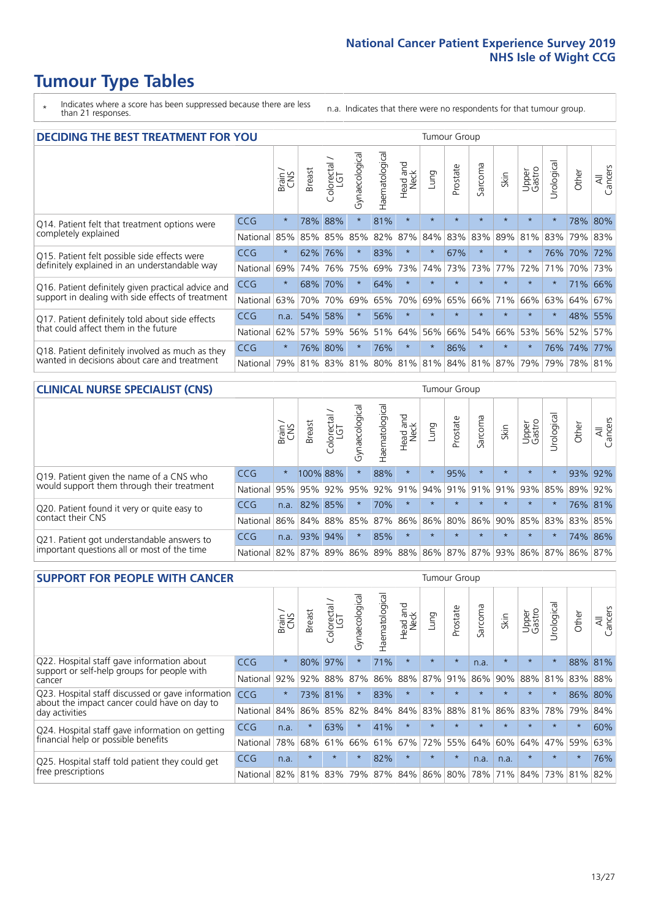# Tumour Type Tables

\* Indicates where a score has been suppressed because there are less than 21 responses.

n.a. Indicates that there were no respondents for that tumour group.

## DECIDING THE BEST TREATMENT FOR YOU

| | | Brain / CNS | Breast | Colorectal / LGT | Gynaecological | Haematological | Head and Neck | Lung | Prostate | Sarcoma | Skin | Upper Gastro | Urological | Other | All Cancers |
|---|---|---|---|---|---|---|---|---|---|---|---|---|---|---|---|
| Q14. Patient felt that treatment options were completely explained | CCG | * | 78% | 88% | * | 81% | * | * | * | * | * | * | * | 78% | 80% |
| | National | 85% | 85% | 85% | 85% | 82% | 87% | 84% | 83% | 83% | 89% | 81% | 83% | 79% | 83% |
| Q15. Patient felt possible side effects were definitely explained in an understandable way | CCG | * | 62% | 76% | * | 83% | * | * | 67% | * | * | * | 76% | 70% | 72% |
| | National | 69% | 74% | 76% | 75% | 69% | 73% | 74% | 73% | 73% | 77% | 72% | 71% | 70% | 73% |
| Q16. Patient definitely given practical advice and support in dealing with side effects of treatment | CCG | * | 68% | 70% | * | 64% | * | * | * | * | * | * | * | 71% | 66% |
| | National | 63% | 70% | 70% | 69% | 65% | 70% | 69% | 65% | 66% | 71% | 66% | 63% | 64% | 67% |
| Q17. Patient definitely told about side effects that could affect them in the future | CCG | n.a. | 54% | 58% | * | 56% | * | * | * | * | * | * | * | 48% | 55% |
| | National | 62% | 57% | 59% | 56% | 51% | 64% | 56% | 66% | 54% | 66% | 53% | 56% | 52% | 57% |
| Q18. Patient definitely involved as much as they wanted in decisions about care and treatment | CCG | * | 76% | 80% | * | 76% | * | * | 86% | * | * | * | 76% | 74% | 77% |
| | National | 79% | 81% | 83% | 81% | 80% | 81% | 81% | 84% | 81% | 87% | 79% | 79% | 78% | 81% |

## CLINICAL NURSE SPECIALIST (CNS)

| | | Brain / CNS | Breast | Colorectal / LGT | Gynaecological | Haematological | Head and Neck | Lung | Prostate | Sarcoma | Skin | Upper Gastro | Urological | Other | All Cancers |
|---|---|---|---|---|---|---|---|---|---|---|---|---|---|---|---|
| Q19. Patient given the name of a CNS who would support them through their treatment | CCG | * | 100% | 88% | * | 88% | * | * | 95% | * | * | * | * | 93% | 92% |
| | National | 95% | 95% | 92% | 95% | 92% | 91% | 94% | 91% | 91% | 91% | 93% | 85% | 89% | 92% |
| Q20. Patient found it very or quite easy to contact their CNS | CCG | n.a. | 82% | 85% | * | 70% | * | * | * | * | * | * | * | 76% | 81% |
| | National | 86% | 84% | 88% | 85% | 87% | 86% | 86% | 80% | 86% | 90% | 85% | 83% | 83% | 85% |
| Q21. Patient got understandable answers to important questions all or most of the time | CCG | n.a. | 93% | 94% | * | 85% | * | * | * | * | * | * | * | 74% | 86% |
| | National | 82% | 87% | 89% | 86% | 89% | 88% | 86% | 87% | 87% | 93% | 86% | 87% | 86% | 87% |

## SUPPORT FOR PEOPLE WITH CANCER

| | | Brain / CNS | Breast | Colorectal / LGT | Gynaecological | Haematological | Head and Neck | Lung | Prostate | Sarcoma | Skin | Upper Gastro | Urological | Other | All Cancers |
|---|---|---|---|---|---|---|---|---|---|---|---|---|---|---|---|
| Q22. Hospital staff gave information about support or self-help groups for people with cancer | CCG | * | 80% | 97% | * | 71% | * | * | * | n.a. | * | * | * | 88% | 81% |
| | National | 92% | 92% | 88% | 87% | 86% | 88% | 87% | 91% | 86% | 90% | 88% | 81% | 83% | 88% |
| Q23. Hospital staff discussed or gave information about the impact cancer could have on day to day activities | CCG | * | 73% | 81% | * | 83% | * | * | * | * | * | * | * | 86% | 80% |
| | National | 84% | 86% | 85% | 82% | 84% | 84% | 83% | 88% | 81% | 86% | 83% | 78% | 79% | 84% |
| Q24. Hospital staff gave information on getting financial help or possible benefits | CCG | n.a. | * | 63% | * | 41% | * | * | * | * | * | * | * | * | 60% |
| | National | 78% | 68% | 61% | 66% | 61% | 67% | 72% | 55% | 64% | 60% | 64% | 47% | 59% | 63% |
| Q25. Hospital staff told patient they could get free prescriptions | CCG | n.a. | * | * | * | 82% | * | * | * | n.a. | n.a. | * | * | * | 76% |
| | National | 82% | 81% | 83% | 79% | 87% | 84% | 86% | 80% | 78% | 71% | 84% | 73% | 81% | 82% |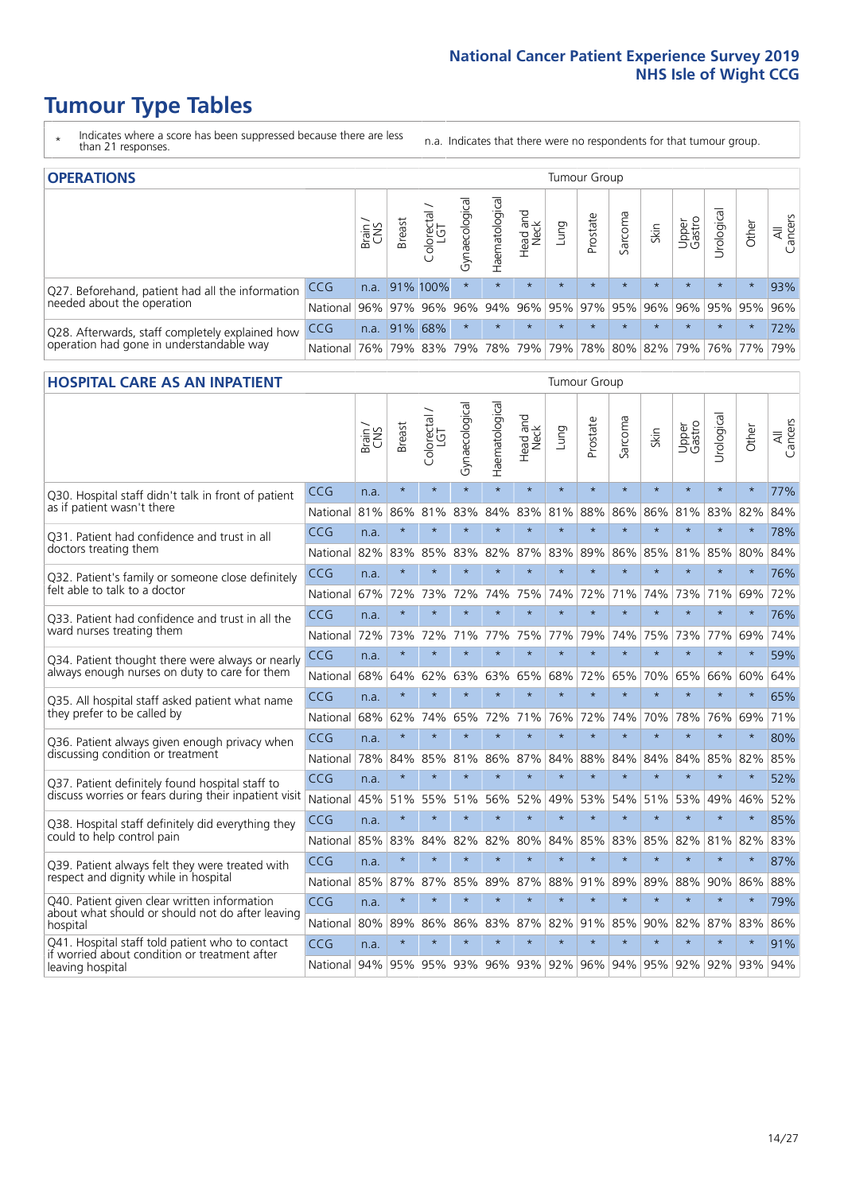# Tumour Type Tables

\* Indicates where a score has been suppressed because there are less than 21 responses.

n.a. Indicates that there were no respondents for that tumour group.

## OPERATIONS

| | | Brain / CNS | Breast | Colorectal / LGT | Gynaecological | Haematological | Head and Neck | Lung | Prostate | Sarcoma | Skin | Upper Gastro | Urological | Other | All Cancers |
|---|---|---|---|---|---|---|---|---|---|---|---|---|---|---|---|
| Q27. Beforehand, patient had all the information needed about the operation | CCG | n.a. | 91% | 100% | * | * | * | * | * | * | * | * | * | * | 93% |
| | National | 96% | 97% | 96% | 96% | 94% | 96% | 95% | 97% | 95% | 96% | 96% | 95% | 95% | 96% |
| Q28. Afterwards, staff completely explained how operation had gone in understandable way | CCG | n.a. | 91% | 68% | * | * | * | * | * | * | * | * | * | * | 72% |
| | National | 76% | 79% | 83% | 79% | 78% | 79% | 79% | 78% | 80% | 82% | 79% | 76% | 77% | 79% |

## HOSPITAL CARE AS AN INPATIENT

| | | Brain / CNS | Breast | Colorectal / LGT | Gynaecological | Haematological | Head and Neck | Lung | Prostate | Sarcoma | Skin | Upper Gastro | Urological | Other | All Cancers |
|---|---|---|---|---|---|---|---|---|---|---|---|---|---|---|---|
| Q30. Hospital staff didn't talk in front of patient as if patient wasn't there | CCG | n.a. | * | * | * | * | * | * | * | * | * | * | * | * | 77% |
| | National | 81% | 86% | 81% | 83% | 84% | 83% | 81% | 88% | 86% | 86% | 81% | 83% | 82% | 84% |
| Q31. Patient had confidence and trust in all doctors treating them | CCG | n.a. | * | * | * | * | * | * | * | * | * | * | * | * | 78% |
| | National | 82% | 83% | 85% | 83% | 82% | 87% | 83% | 89% | 86% | 85% | 81% | 85% | 80% | 84% |
| Q32. Patient's family or someone close definitely felt able to talk to a doctor | CCG | n.a. | * | * | * | * | * | * | * | * | * | * | * | * | 76% |
| | National | 67% | 72% | 73% | 72% | 74% | 75% | 74% | 72% | 71% | 74% | 73% | 71% | 69% | 72% |
| Q33. Patient had confidence and trust in all the ward nurses treating them | CCG | n.a. | * | * | * | * | * | * | * | * | * | * | * | * | 76% |
| | National | 72% | 73% | 72% | 71% | 77% | 75% | 77% | 79% | 74% | 75% | 73% | 77% | 69% | 74% |
| Q34. Patient thought there were always or nearly always enough nurses on duty to care for them | CCG | n.a. | * | * | * | * | * | * | * | * | * | * | * | * | 59% |
| | National | 68% | 64% | 62% | 63% | 63% | 65% | 68% | 72% | 65% | 70% | 65% | 66% | 60% | 64% |
| Q35. All hospital staff asked patient what name they prefer to be called by | CCG | n.a. | * | * | * | * | * | * | * | * | * | * | * | * | 65% |
| | National | 68% | 62% | 74% | 65% | 72% | 71% | 76% | 72% | 74% | 70% | 78% | 76% | 69% | 71% |
| Q36. Patient always given enough privacy when discussing condition or treatment | CCG | n.a. | * | * | * | * | * | * | * | * | * | * | * | * | 80% |
| | National | 78% | 84% | 85% | 81% | 86% | 87% | 84% | 88% | 84% | 84% | 84% | 85% | 82% | 85% |
| Q37. Patient definitely found hospital staff to discuss worries or fears during their inpatient visit | CCG | n.a. | * | * | * | * | * | * | * | * | * | * | * | * | 52% |
| | National | 45% | 51% | 55% | 51% | 56% | 52% | 49% | 53% | 54% | 51% | 53% | 49% | 46% | 52% |
| Q38. Hospital staff definitely did everything they could to help control pain | CCG | n.a. | * | * | * | * | * | * | * | * | * | * | * | * | 85% |
| | National | 85% | 83% | 84% | 82% | 82% | 80% | 84% | 85% | 83% | 85% | 82% | 81% | 82% | 83% |
| Q39. Patient always felt they were treated with respect and dignity while in hospital | CCG | n.a. | * | * | * | * | * | * | * | * | * | * | * | * | 87% |
| | National | 85% | 87% | 87% | 85% | 89% | 87% | 88% | 91% | 89% | 89% | 88% | 90% | 86% | 88% |
| Q40. Patient given clear written information about what should or should not do after leaving hospital | CCG | n.a. | * | * | * | * | * | * | * | * | * | * | * | * | 79% |
| | National | 80% | 89% | 86% | 86% | 83% | 87% | 82% | 91% | 85% | 90% | 82% | 87% | 83% | 86% |
| Q41. Hospital staff told patient who to contact if worried about condition or treatment after leaving hospital | CCG | n.a. | * | * | * | * | * | * | * | * | * | * | * | * | 91% |
| | National | 94% | 95% | 95% | 93% | 96% | 93% | 92% | 96% | 94% | 95% | 92% | 92% | 93% | 94% |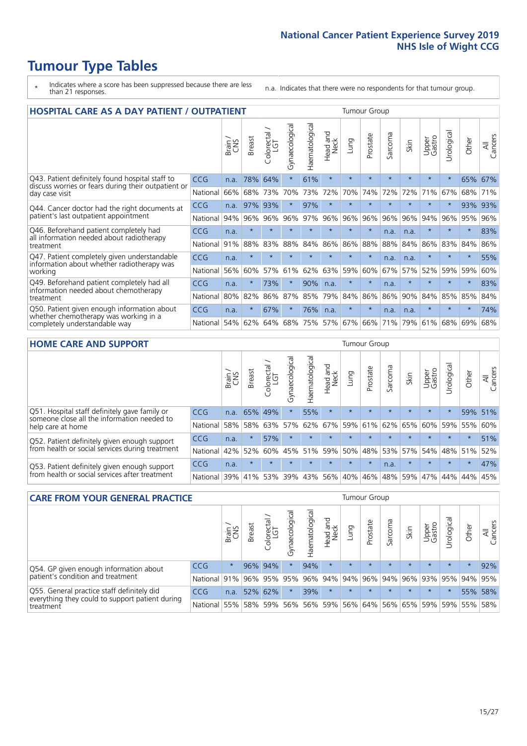# Tumour Type Tables

\* Indicates where a score has been suppressed because there are less than 21 responses.

n.a. Indicates that there were no respondents for that tumour group.

## HOSPITAL CARE AS A DAY PATIENT / OUTPATIENT

| | | Brain / CNS | Breast | Colorectal / LGT | Gynaecological | Haematological | Head and Neck | Lung | Prostate | Sarcoma | Skin | Upper Gastro | Urological | Other | All Cancers |
|---|---|---|---|---|---|---|---|---|---|---|---|---|---|---|---|
| Q43. Patient definitely found hospital staff to discuss worries or fears during their outpatient or day case visit | CCG | n.a. | 78% | 64% | * | 61% | * | * | * | * | * | * | * | 65% | 67% |
| | National | 66% | 68% | 73% | 70% | 73% | 72% | 70% | 74% | 72% | 72% | 71% | 67% | 68% | 71% |
| Q44. Cancer doctor had the right documents at patient's last outpatient appointment | CCG | n.a. | 97% | 93% | * | 97% | * | * | * | * | * | * | * | 93% | 93% |
| | National | 94% | 96% | 96% | 96% | 97% | 96% | 96% | 96% | 96% | 96% | 94% | 96% | 95% | 96% |
| Q46. Beforehand patient completely had all information needed about radiotherapy treatment | CCG | n.a. | * | * | * | * | * | * | * | n.a. | n.a. | * | * | * | 83% |
| | National | 91% | 88% | 83% | 88% | 84% | 86% | 86% | 88% | 88% | 84% | 86% | 83% | 84% | 86% |
| Q47. Patient completely given understandable information about whether radiotherapy was working | CCG | n.a. | * | * | * | * | * | * | * | n.a. | n.a. | * | * | * | 55% |
| | National | 56% | 60% | 57% | 61% | 62% | 63% | 59% | 60% | 67% | 57% | 52% | 59% | 59% | 60% |
| Q49. Beforehand patient completely had all information needed about chemotherapy treatment | CCG | n.a. | * | 73% | * | 90% | n.a. | * | * | n.a. | * | * | * | * | 83% |
| | National | 80% | 82% | 86% | 87% | 85% | 79% | 84% | 86% | 86% | 90% | 84% | 85% | 85% | 84% |
| Q50. Patient given enough information about whether chemotherapy was working in a completely understandable way | CCG | n.a. | * | 67% | * | 76% | n.a. | * | * | n.a. | n.a. | * | * | * | 74% |
| | National | 54% | 62% | 64% | 68% | 75% | 57% | 67% | 66% | 71% | 79% | 61% | 68% | 69% | 68% |

## HOME CARE AND SUPPORT

| | | Brain / CNS | Breast | Colorectal / LGT | Gynaecological | Haematological | Head and Neck | Lung | Prostate | Sarcoma | Skin | Upper Gastro | Urological | Other | All Cancers |
|---|---|---|---|---|---|---|---|---|---|---|---|---|---|---|---|
| Q51. Hospital staff definitely gave family or someone close all the information needed to help care at home | CCG | n.a. | 65% | 49% | * | 55% | * | * | * | * | * | * | * | 59% | 51% |
| | National | 58% | 58% | 63% | 57% | 62% | 67% | 59% | 61% | 62% | 65% | 60% | 59% | 55% | 60% |
| Q52. Patient definitely given enough support from health or social services during treatment | CCG | n.a. | * | 57% | * | * | * | * | * | * | * | * | * | * | 51% |
| | National | 42% | 52% | 60% | 45% | 51% | 59% | 50% | 48% | 53% | 57% | 54% | 48% | 51% | 52% |
| Q53. Patient definitely given enough support from health or social services after treatment | CCG | n.a. | * | * | * | * | * | * | * | n.a. | * | * | * | * | 47% |
| | National | 39% | 41% | 53% | 39% | 43% | 56% | 40% | 46% | 48% | 59% | 47% | 44% | 44% | 45% |

## CARE FROM YOUR GENERAL PRACTICE

| | | Brain / CNS | Breast | Colorectal / LGT | Gynaecological | Haematological | Head and Neck | Lung | Prostate | Sarcoma | Skin | Upper Gastro | Urological | Other | All Cancers |
|---|---|---|---|---|---|---|---|---|---|---|---|---|---|---|---|
| Q54. GP given enough information about patient's condition and treatment | CCG | * | 96% | 94% | * | 94% | * | * | * | * | * | * | * | * | 92% |
| | National | 91% | 96% | 95% | 95% | 96% | 94% | 94% | 96% | 94% | 96% | 93% | 95% | 94% | 95% |
| Q55. General practice staff definitely did everything they could to support patient during treatment | CCG | n.a. | 52% | 62% | * | 39% | * | * | * | * | * | * | * | 55% | 58% |
| | National | 55% | 58% | 59% | 56% | 56% | 59% | 56% | 64% | 56% | 65% | 59% | 59% | 55% | 58% |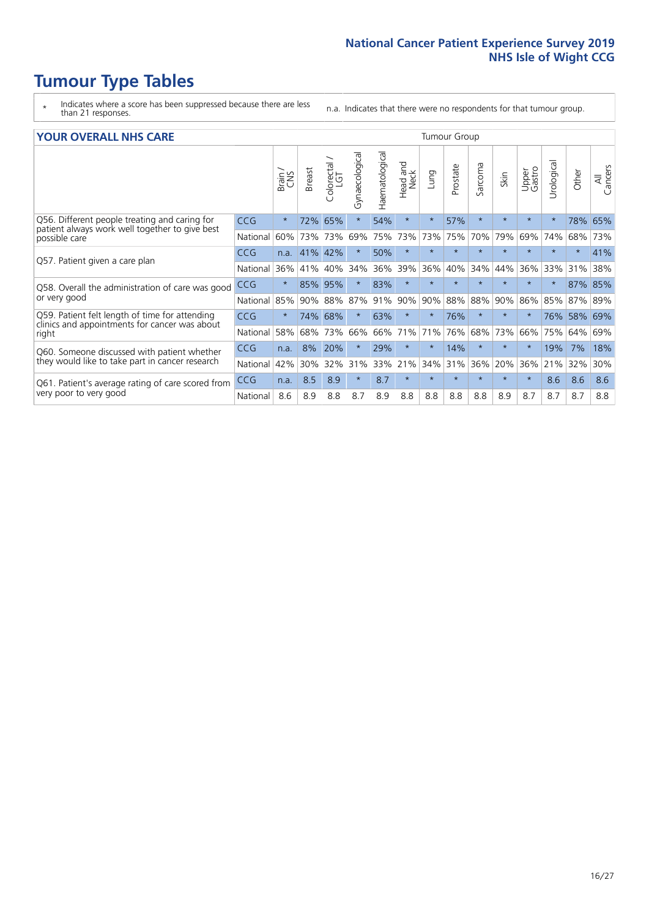# Tumour Type Tables

\* Indicates where a score has been suppressed because there are less than 21 responses.

n.a. Indicates that there were no respondents for that tumour group.

## YOUR OVERALL NHS CARE

| | | Brain / CNS | Breast | Colorectal / LGT | Gynaecological | Haematological | Head and Neck | Lung | Prostate | Sarcoma | Skin | Upper Gastro | Urological | Other | All Cancers |
|---|---|---|---|---|---|---|---|---|---|---|---|---|---|---|---|
| Q56. Different people treating and caring for patient always work well together to give best possible care | CCG | * | 72% | 65% | * | 54% | * | * | 57% | * | * | * | * | 78% | 65% |
| | National | 60% | 73% | 73% | 69% | 75% | 73% | 73% | 75% | 70% | 79% | 69% | 74% | 68% | 73% |
| Q57. Patient given a care plan | CCG | n.a. | 41% | 42% | * | 50% | * | * | * | * | * | * | * | * | 41% |
| | National | 36% | 41% | 40% | 34% | 36% | 39% | 36% | 40% | 34% | 44% | 36% | 33% | 31% | 38% |
| Q58. Overall the administration of care was good or very good | CCG | * | 85% | 95% | * | 83% | * | * | * | * | * | * | * | 87% | 85% |
| | National | 85% | 90% | 88% | 87% | 91% | 90% | 90% | 88% | 88% | 90% | 86% | 85% | 87% | 89% |
| Q59. Patient felt length of time for attending clinics and appointments for cancer was about right | CCG | * | 74% | 68% | * | 63% | * | * | 76% | * | * | * | 76% | 58% | 69% |
| | National | 58% | 68% | 73% | 66% | 66% | 71% | 71% | 76% | 68% | 73% | 66% | 75% | 64% | 69% |
| Q60. Someone discussed with patient whether they would like to take part in cancer research | CCG | n.a. | 8% | 20% | * | 29% | * | * | 14% | * | * | * | 19% | 7% | 18% |
| | National | 42% | 30% | 32% | 31% | 33% | 21% | 34% | 31% | 36% | 20% | 36% | 21% | 32% | 30% |
| Q61. Patient's average rating of care scored from very poor to very good | CCG | n.a. | 8.5 | 8.9 | * | 8.7 | * | * | * | * | * | * | 8.6 | 8.6 | 8.6 |
| | National | 8.6 | 8.9 | 8.8 | 8.7 | 8.9 | 8.8 | 8.8 | 8.8 | 8.8 | 8.9 | 8.7 | 8.7 | 8.7 | 8.8 |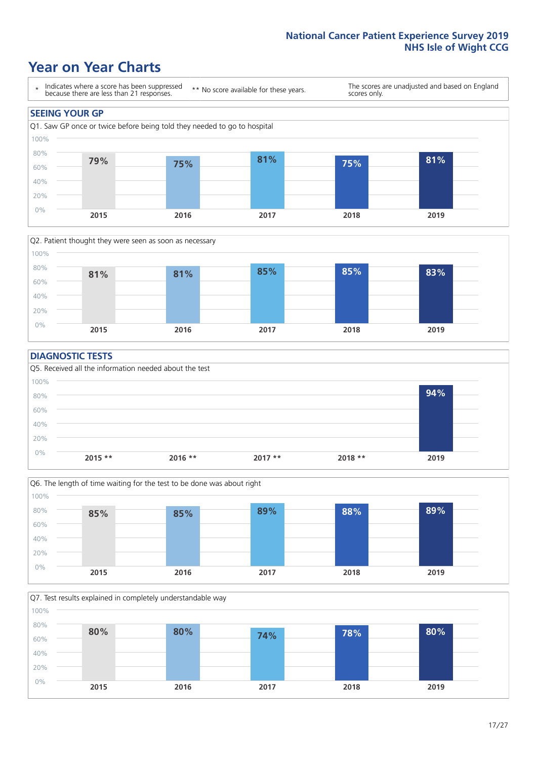# Year on Year Charts

\* Indicates where a score has been suppressed because there are less than 21 responses.

\*\* No score available for these years.

The scores are unadjusted and based on England scores only.

## SEEING YOUR GP

Q1. Saw GP once or twice before being told they needed to go to hospital

| 2015 | 2016 | 2017 | 2018 | 2019 |
|---|---|---|---|---|
| 79% | 75% | 81% | 75% | 81% |

Q2. Patient thought they were seen as soon as necessary

| 2015 | 2016 | 2017 | 2018 | 2019 |
|---|---|---|---|---|
| 81% | 81% | 85% | 85% | 83% |

## DIAGNOSTIC TESTS

Q5. Received all the information needed about the test

| 2015 ** | 2016 ** | 2017 ** | 2018 ** | 2019 |
|---|---|---|---|---|
| | | | | 94% |

Q6. The length of time waiting for the test to be done was about right

| 2015 | 2016 | 2017 | 2018 | 2019 |
|---|---|---|---|---|
| 85% | 85% | 89% | 88% | 89% |

Q7. Test results explained in completely understandable way

| 2015 | 2016 | 2017 | 2018 | 2019 |
|---|---|---|---|---|
| 80% | 80% | 74% | 78% | 80% |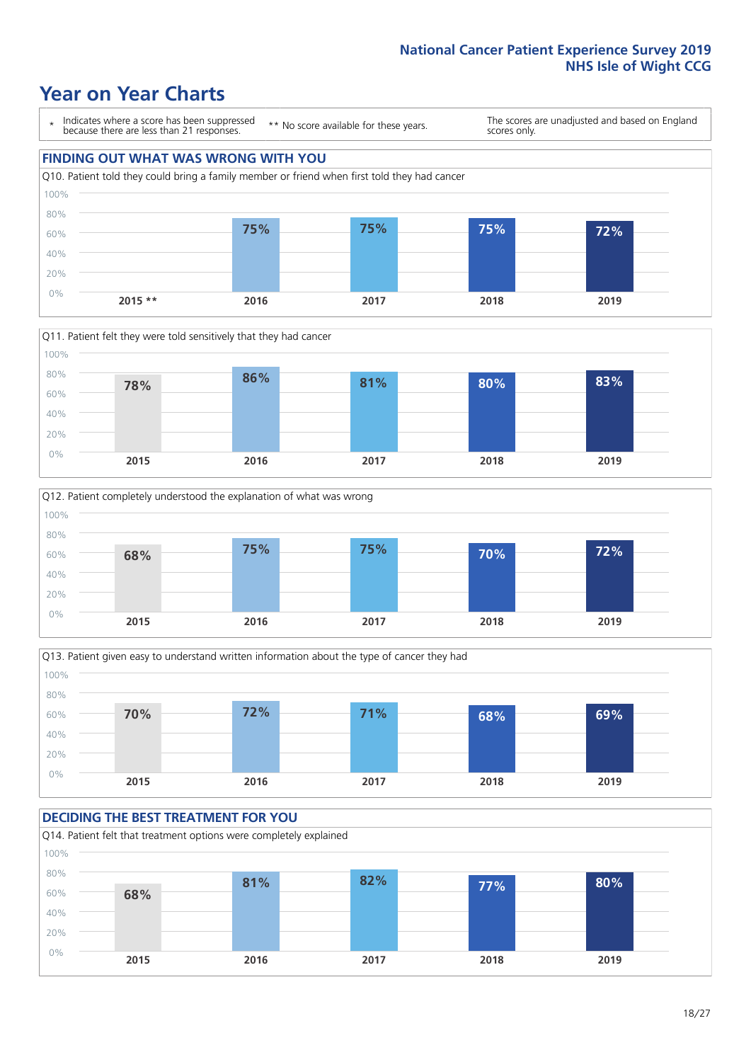# Year on Year Charts

\* Indicates where a score has been suppressed because there are less than 21 responses.

\*\* No score available for these years.

The scores are unadjusted and based on England scores only.

## FINDING OUT WHAT WAS WRONG WITH YOU

Q10. Patient told they could bring a family member or friend when first told they had cancer

| 2015 ** | 2016 | 2017 | 2018 | 2019 |
|---|---|---|---|---|
| | 75% | 75% | 75% | 72% |

Q11. Patient felt they were told sensitively that they had cancer

| 2015 | 2016 | 2017 | 2018 | 2019 |
|---|---|---|---|---|
| 78% | 86% | 81% | 80% | 83% |

Q12. Patient completely understood the explanation of what was wrong

| 2015 | 2016 | 2017 | 2018 | 2019 |
|---|---|---|---|---|
| 68% | 75% | 75% | 70% | 72% |

Q13. Patient given easy to understand written information about the type of cancer they had

| 2015 | 2016 | 2017 | 2018 | 2019 |
|---|---|---|---|---|
| 70% | 72% | 71% | 68% | 69% |

## DECIDING THE BEST TREATMENT FOR YOU

Q14. Patient felt that treatment options were completely explained

| 2015 | 2016 | 2017 | 2018 | 2019 |
|---|---|---|---|---|
| 68% | 81% | 82% | 77% | 80% |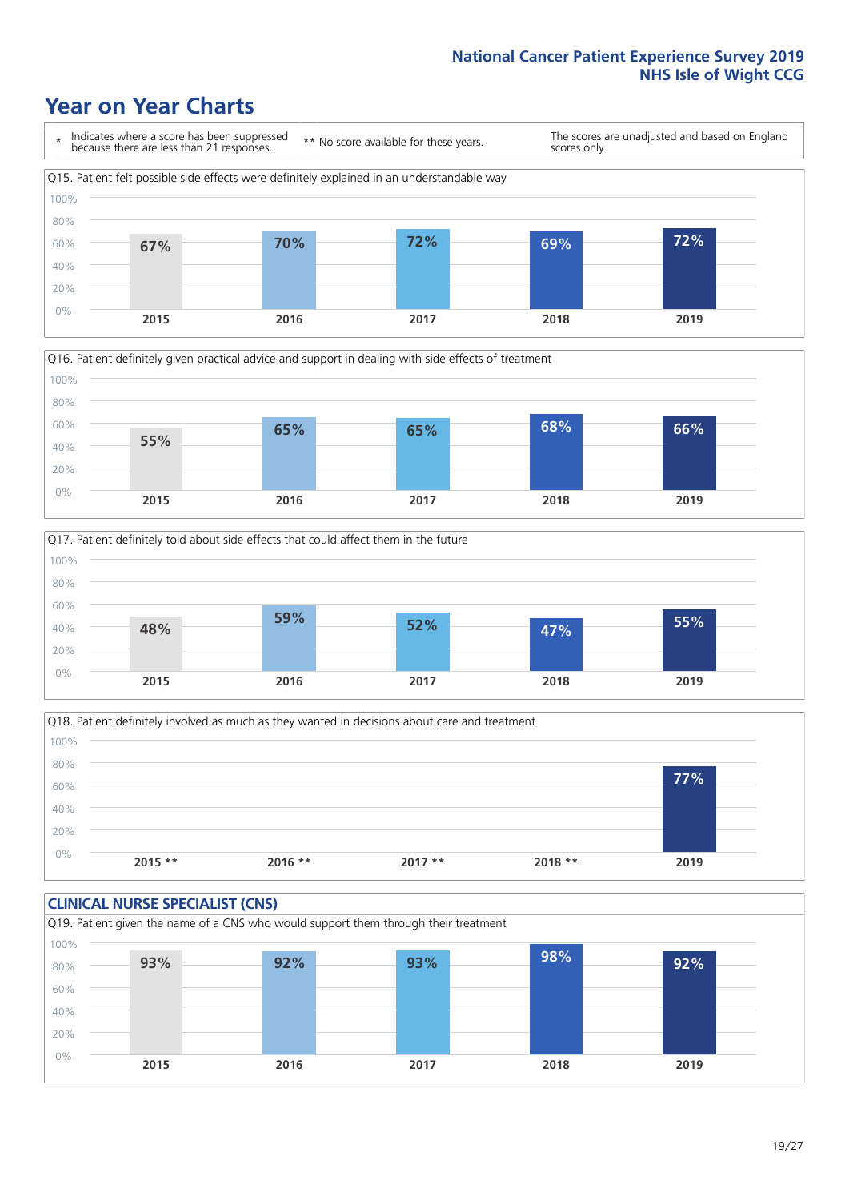# Year on Year Charts

\* Indicates where a score has been suppressed because there are less than 21 responses.

** No score available for these years.

The scores are unadjusted and based on England scores only.

Q15. Patient felt possible side effects were definitely explained in an understandable way

| 2015 | 2016 | 2017 | 2018 | 2019 |
|---|---|---|---|---|
| 67% | 70% | 72% | 69% | 72% |

Q16. Patient definitely given practical advice and support in dealing with side effects of treatment

| 2015 | 2016 | 2017 | 2018 | 2019 |
|---|---|---|---|---|
| 55% | 65% | 65% | 68% | 66% |

Q17. Patient definitely told about side effects that could affect them in the future

| 2015 | 2016 | 2017 | 2018 | 2019 |
|---|---|---|---|---|
| 48% | 59% | 52% | 47% | 55% |

Q18. Patient definitely involved as much as they wanted in decisions about care and treatment

| 2015 ** | 2016 ** | 2017 ** | 2018 ** | 2019 |
|---|---|---|---|---|
| | | | | 77% |

## CLINICAL NURSE SPECIALIST (CNS)

Q19. Patient given the name of a CNS who would support them through their treatment

| 2015 | 2016 | 2017 | 2018 | 2019 |
|---|---|---|---|---|
| 93% | 92% | 93% | 98% | 92% |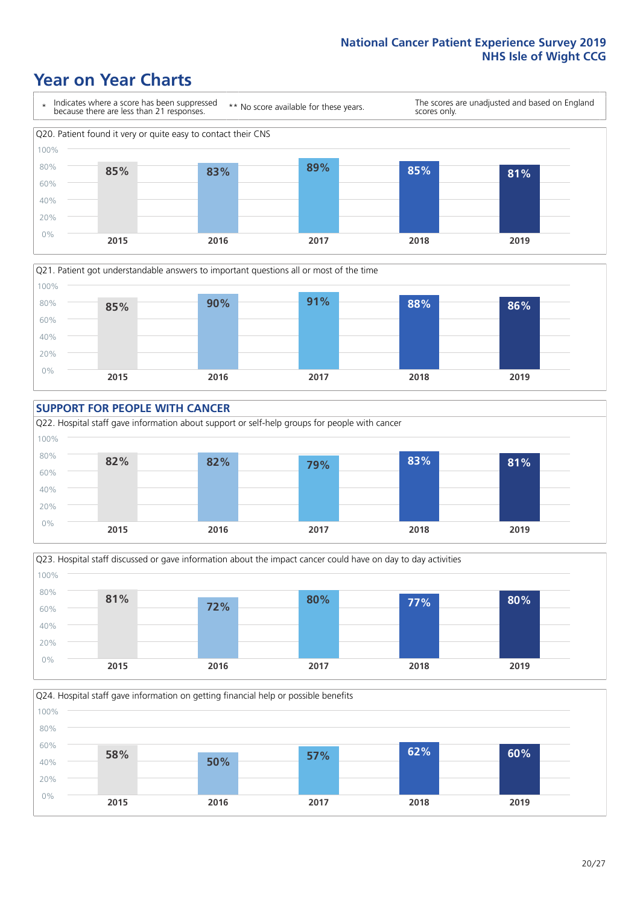# Year on Year Charts

\* Indicates where a score has been suppressed because there are less than 21 responses.

** No score available for these years.

The scores are unadjusted and based on England scores only.

Q20. Patient found it very or quite easy to contact their CNS

| 2015 | 2016 | 2017 | 2018 | 2019 |
|---|---|---|---|---|
| 85% | 83% | 89% | 85% | 81% |

Q21. Patient got understandable answers to important questions all or most of the time

| 2015 | 2016 | 2017 | 2018 | 2019 |
|---|---|---|---|---|
| 85% | 90% | 91% | 88% | 86% |

## SUPPORT FOR PEOPLE WITH CANCER

Q22. Hospital staff gave information about support or self-help groups for people with cancer

| 2015 | 2016 | 2017 | 2018 | 2019 |
|---|---|---|---|---|
| 82% | 82% | 79% | 83% | 81% |

Q23. Hospital staff discussed or gave information about the impact cancer could have on day to day activities

| 2015 | 2016 | 2017 | 2018 | 2019 |
|---|---|---|---|---|
| 81% | 72% | 80% | 77% | 80% |

Q24. Hospital staff gave information on getting financial help or possible benefits

| 2015 | 2016 | 2017 | 2018 | 2019 |
|---|---|---|---|---|
| 58% | 50% | 57% | 62% | 60% |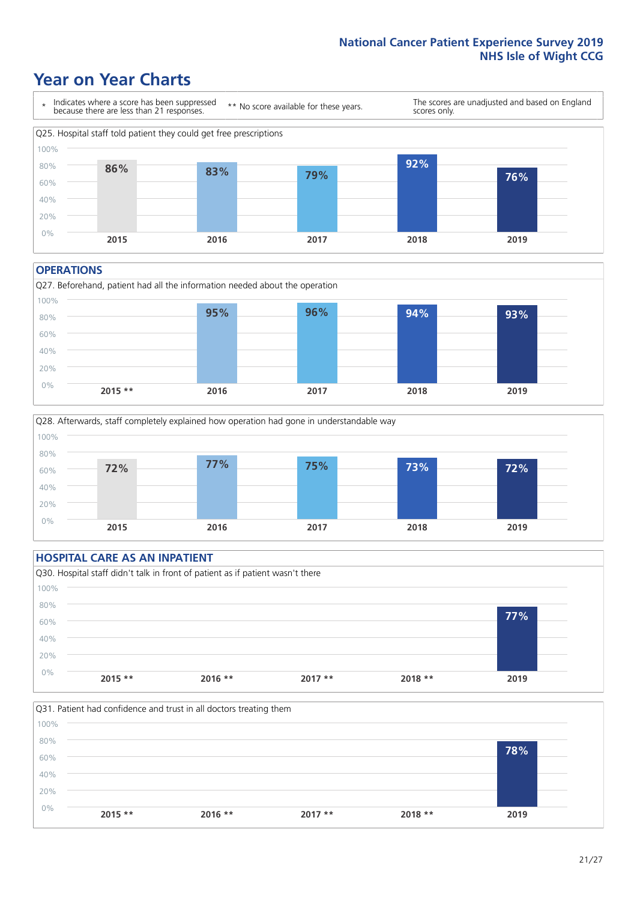# Year on Year Charts

\* Indicates where a score has been suppressed because there are less than 21 responses.

** No score available for these years.

The scores are unadjusted and based on England scores only.

Q25. Hospital staff told patient they could get free prescriptions

| 2015 | 2016 | 2017 | 2018 | 2019 |
|---|---|---|---|---|
| 86% | 83% | 79% | 92% | 76% |

## OPERATIONS

Q27. Beforehand, patient had all the information needed about the operation

| 2015 ** | 2016 | 2017 | 2018 | 2019 |
|---|---|---|---|---|
| | 95% | 96% | 94% | 93% |

Q28. Afterwards, staff completely explained how operation had gone in understandable way

| 2015 | 2016 | 2017 | 2018 | 2019 |
|---|---|---|---|---|
| 72% | 77% | 75% | 73% | 72% |

## HOSPITAL CARE AS AN INPATIENT

Q30. Hospital staff didn't talk in front of patient as if patient wasn't there

| 2015 ** | 2016 ** | 2017 ** | 2018 ** | 2019 |
|---|---|---|---|---|
| | | | | 77% |

Q31. Patient had confidence and trust in all doctors treating them

| 2015 ** | 2016 ** | 2017 ** | 2018 ** | 2019 |
|---|---|---|---|---|
| | | | | 78% |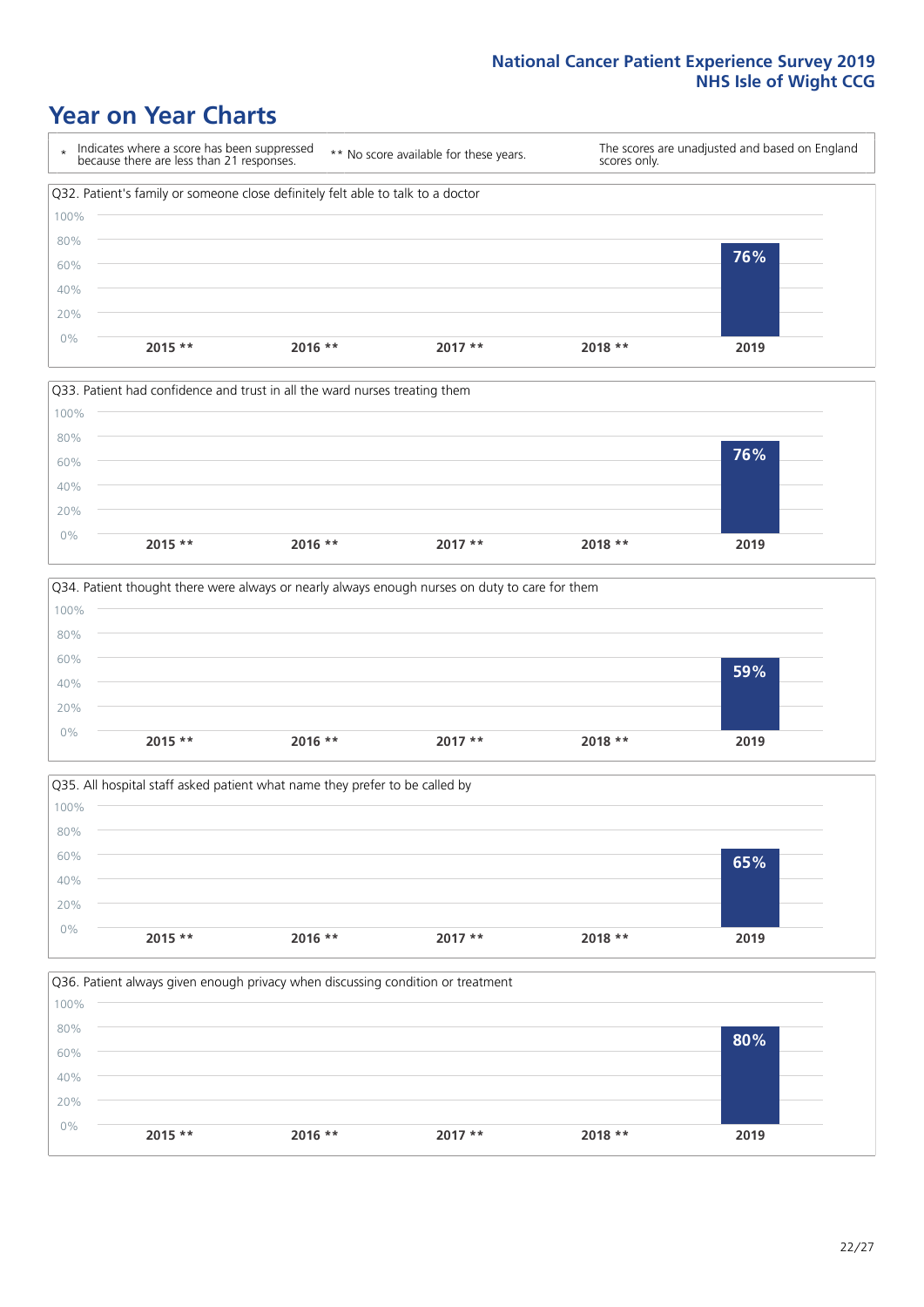# Year on Year Charts

| * Indicates where a score has been suppressed because there are less than 21 responses. | ** No score available for these years. | The scores are unadjusted and based on England scores only. |
|---|---|---|

Q32. Patient's family or someone close definitely felt able to talk to a doctor

| 2015 ** | 2016 ** | 2017 ** | 2018 ** | 2019 |
|---|---|---|---|---|
| | | | | 76% |

Q33. Patient had confidence and trust in all the ward nurses treating them

| 2015 ** | 2016 ** | 2017 ** | 2018 ** | 2019 |
|---|---|---|---|---|
| | | | | 76% |

Q34. Patient thought there were always or nearly always enough nurses on duty to care for them

| 2015 ** | 2016 ** | 2017 ** | 2018 ** | 2019 |
|---|---|---|---|---|
| | | | | 59% |

Q35. All hospital staff asked patient what name they prefer to be called by

| 2015 ** | 2016 ** | 2017 ** | 2018 ** | 2019 |
|---|---|---|---|---|
| | | | | 65% |

Q36. Patient always given enough privacy when discussing condition or treatment

| 2015 ** | 2016 ** | 2017 ** | 2018 ** | 2019 |
|---|---|---|---|---|
| | | | | 80% |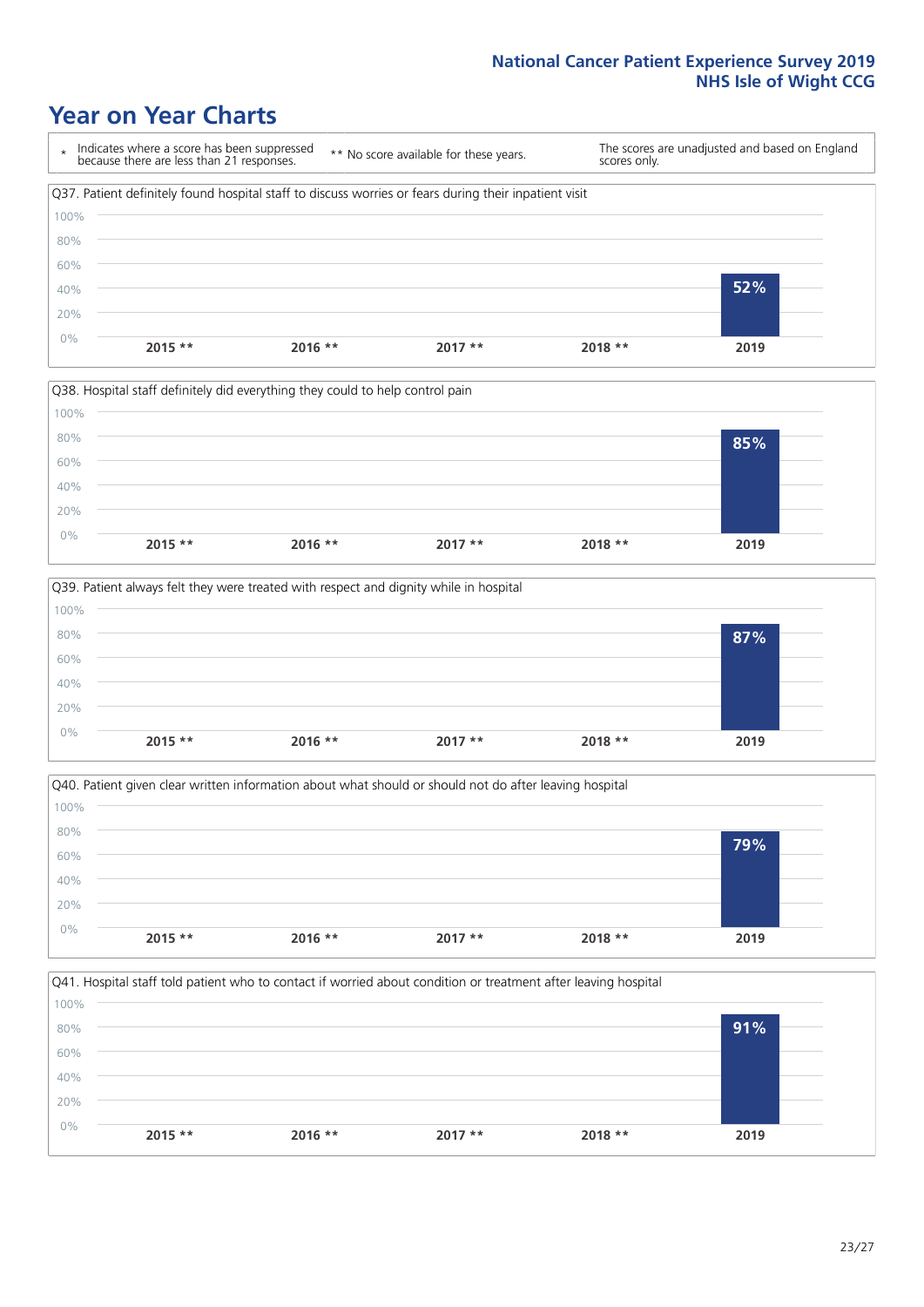# Year on Year Charts

\* Indicates where a score has been suppressed because there are less than 21 responses.

\*\* No score available for these years.

The scores are unadjusted and based on England scores only.

Q37. Patient definitely found hospital staff to discuss worries or fears during their inpatient visit

| 2015 ** | 2016 ** | 2017 ** | 2018 ** | 2019 |
|---|---|---|---|---|
| | | | | 52% |

Q38. Hospital staff definitely did everything they could to help control pain

| 2015 ** | 2016 ** | 2017 ** | 2018 ** | 2019 |
|---|---|---|---|---|
| | | | | 85% |

Q39. Patient always felt they were treated with respect and dignity while in hospital

| 2015 ** | 2016 ** | 2017 ** | 2018 ** | 2019 |
|---|---|---|---|---|
| | | | | 87% |

Q40. Patient given clear written information about what should or should not do after leaving hospital

| 2015 ** | 2016 ** | 2017 ** | 2018 ** | 2019 |
|---|---|---|---|---|
| | | | | 79% |

Q41. Hospital staff told patient who to contact if worried about condition or treatment after leaving hospital

| 2015 ** | 2016 ** | 2017 ** | 2018 ** | 2019 |
|---|---|---|---|---|
| | | | | 91% |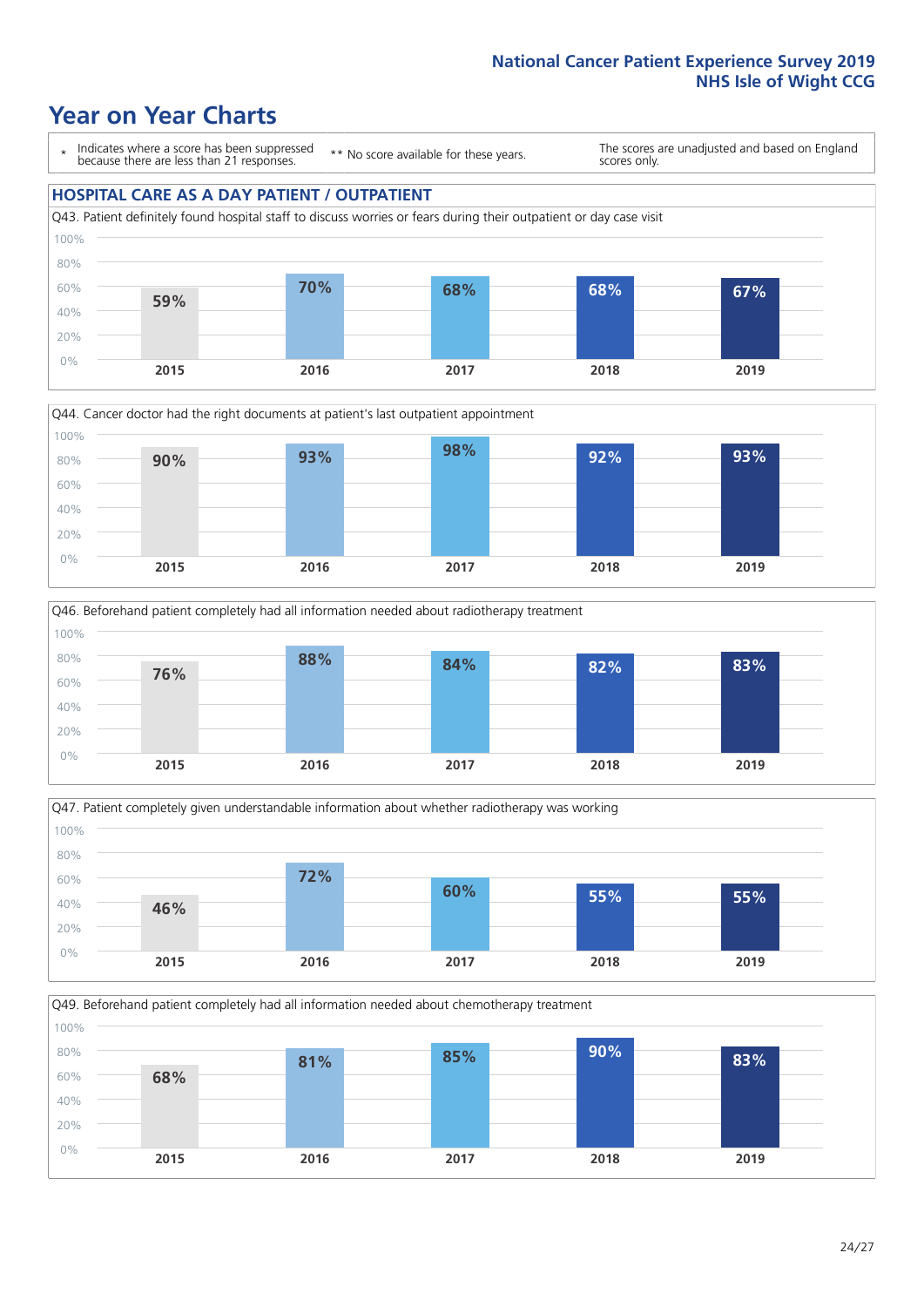National Cancer Patient Experience Survey 2019
NHS Isle of Wight CCG

# Year on Year Charts

\* Indicates where a score has been suppressed because there are less than 21 responses.

\*\* No score available for these years.

The scores are unadjusted and based on England scores only.

## HOSPITAL CARE AS A DAY PATIENT / OUTPATIENT

Q43. Patient definitely found hospital staff to discuss worries or fears during their outpatient or day case visit

| 2015 | 2016 | 2017 | 2018 | 2019 |
|---|---|---|---|---|
| 59% | 70% | 68% | 68% | 67% |

Q44. Cancer doctor had the right documents at patient's last outpatient appointment

| 2015 | 2016 | 2017 | 2018 | 2019 |
|---|---|---|---|---|
| 90% | 93% | 98% | 92% | 93% |

Q46. Beforehand patient completely had all information needed about radiotherapy treatment

| 2015 | 2016 | 2017 | 2018 | 2019 |
|---|---|---|---|---|
| 76% | 88% | 84% | 82% | 83% |

Q47. Patient completely given understandable information about whether radiotherapy was working

| 2015 | 2016 | 2017 | 2018 | 2019 |
|---|---|---|---|---|
| 46% | 72% | 60% | 55% | 55% |

Q49. Beforehand patient completely had all information needed about chemotherapy treatment

| 2015 | 2016 | 2017 | 2018 | 2019 |
|---|---|---|---|---|
| 68% | 81% | 85% | 90% | 83% |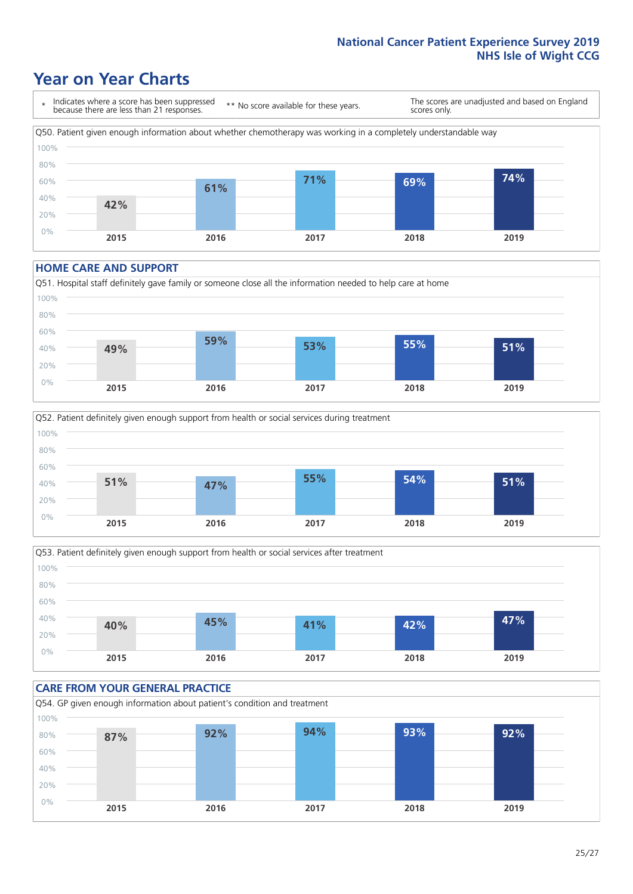National Cancer Patient Experience Survey 2019
NHS Isle of Wight CCG

# Year on Year Charts

\* Indicates where a score has been suppressed because there are less than 21 responses.

\*\* No score available for these years.

The scores are unadjusted and based on England scores only.

Q50. Patient given enough information about whether chemotherapy was working in a completely understandable way

| 2015 | 2016 | 2017 | 2018 | 2019 |
|---|---|---|---|---|
| 42% | 61% | 71% | 69% | 74% |

## HOME CARE AND SUPPORT

Q51. Hospital staff definitely gave family or someone close all the information needed to help care at home

| 2015 | 2016 | 2017 | 2018 | 2019 |
|---|---|---|---|---|
| 49% | 59% | 53% | 55% | 51% |

Q52. Patient definitely given enough support from health or social services during treatment

| 2015 | 2016 | 2017 | 2018 | 2019 |
|---|---|---|---|---|
| 51% | 47% | 55% | 54% | 51% |

Q53. Patient definitely given enough support from health or social services after treatment

| 2015 | 2016 | 2017 | 2018 | 2019 |
|---|---|---|---|---|
| 40% | 45% | 41% | 42% | 47% |

## CARE FROM YOUR GENERAL PRACTICE

Q54. GP given enough information about patient's condition and treatment

| 2015 | 2016 | 2017 | 2018 | 2019 |
|---|---|---|---|---|
| 87% | 92% | 94% | 93% | 92% |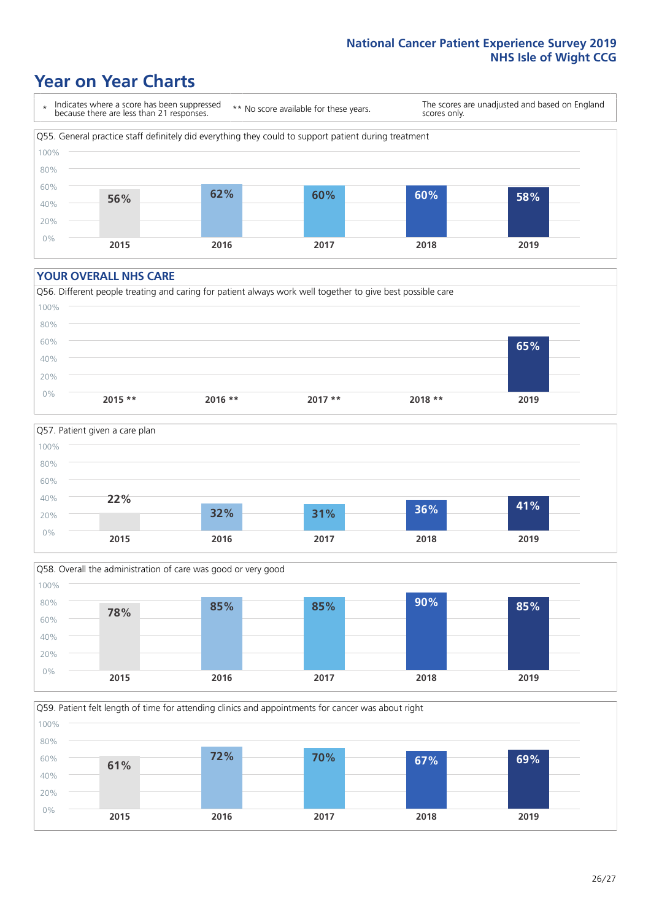# Year on Year Charts

| * Indicates where a score has been suppressed because there are less than 21 responses. | ** No score available for these years. | The scores are unadjusted and based on England scores only. |
|---|---|---|

Q55. General practice staff definitely did everything they could to support patient during treatment

| 2015 | 2016 | 2017 | 2018 | 2019 |
|---|---|---|---|---|
| 56% | 62% | 60% | 60% | 58% |

## YOUR OVERALL NHS CARE

Q56. Different people treating and caring for patient always work well together to give best possible care

| 2015 ** | 2016 ** | 2017 ** | 2018 ** | 2019 |
|---|---|---|---|---|
| | | | | 65% |

Q57. Patient given a care plan

| 2015 | 2016 | 2017 | 2018 | 2019 |
|---|---|---|---|---|
| 22% | 32% | 31% | 36% | 41% |

Q58. Overall the administration of care was good or very good

| 2015 | 2016 | 2017 | 2018 | 2019 |
|---|---|---|---|---|
| 78% | 85% | 85% | 90% | 85% |

Q59. Patient felt length of time for attending clinics and appointments for cancer was about right

| 2015 | 2016 | 2017 | 2018 | 2019 |
|---|---|---|---|---|
| 61% | 72% | 70% | 67% | 69% |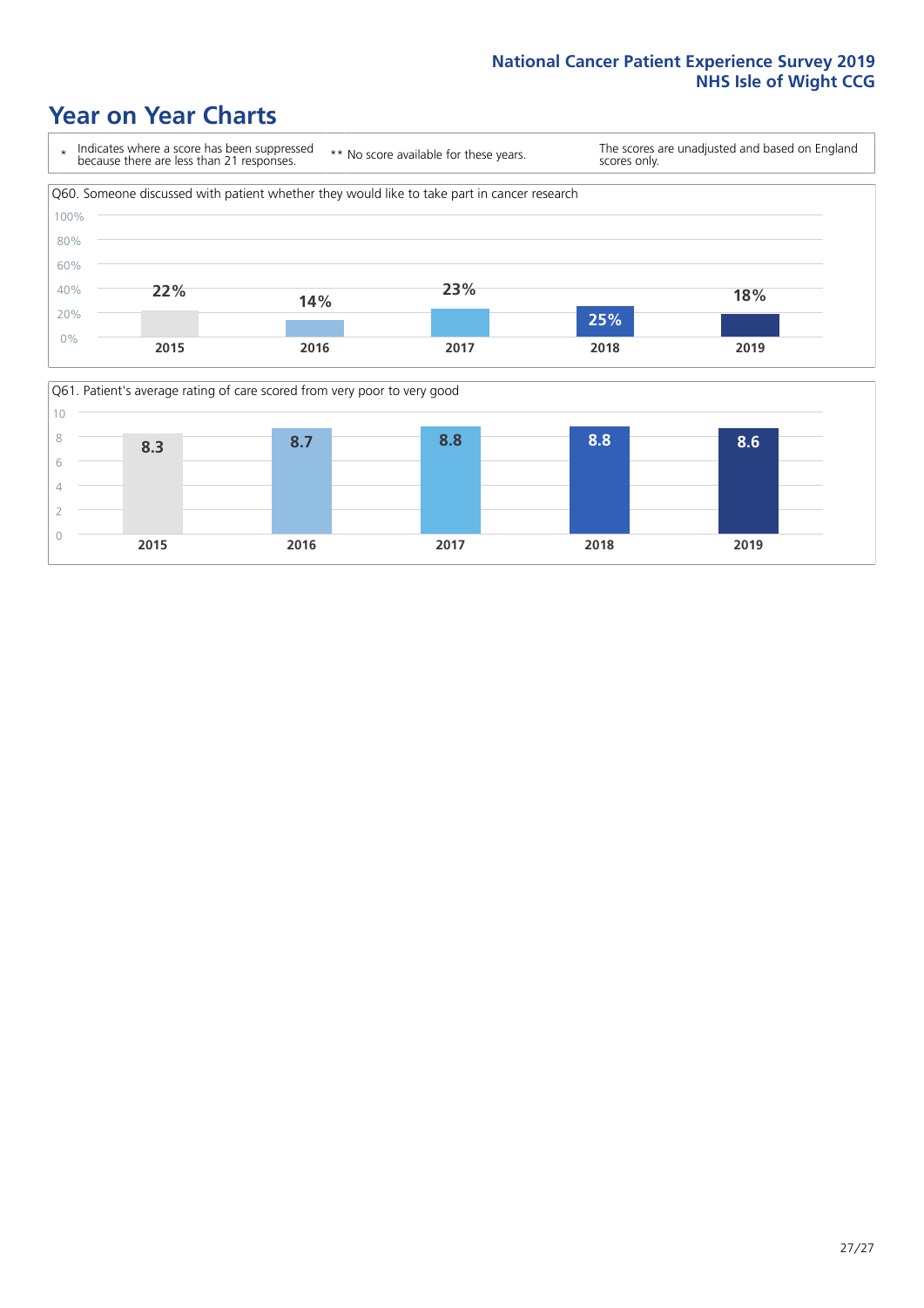# Year on Year Charts

\* Indicates where a score has been suppressed because there are less than 21 responses.

** No score available for these years.

The scores are unadjusted and based on England scores only.

Q60. Someone discussed with patient whether they would like to take part in cancer research

100%
80%
60%
40%
20%
0%

22% 14% 23% 25% 18%

2015 2016 2017 2018 2019

Q61. Patient's average rating of care scored from very poor to very good

10
8
6
4
2
0

8.3 8.7 8.8 8.8 8.6

2015 2016 2017 2018 2019